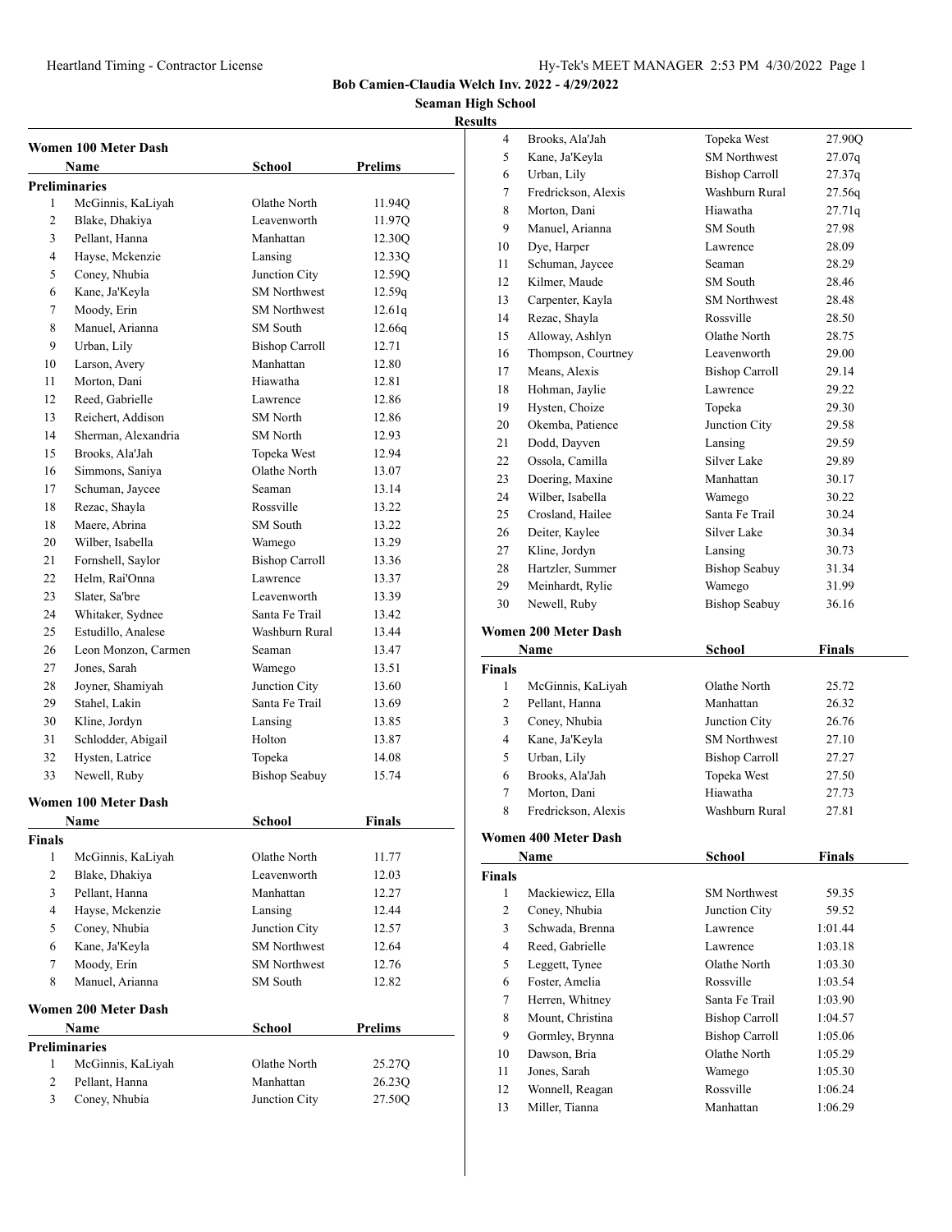Bob Camien-Claudia Welch Inv. 2022 - 4/29/2022

Seaman High School

Results

### Women 100 Meter Dash

| | Name | School | Prelims |
|---|---|---|---|
| **Preliminaries** | | | |
| 1 | McGinnis, KaLiyah | Olathe North | 11.94Q |
| 2 | Blake, Dhakiya | Leavenworth | 11.97Q |
| 3 | Pellant, Hanna | Manhattan | 12.30Q |
| 4 | Hayse, Mckenzie | Lansing | 12.33Q |
| 5 | Coney, Nhubia | Junction City | 12.59Q |
| 6 | Kane, Ja'Keyla | SM Northwest | 12.59q |
| 7 | Moody, Erin | SM Northwest | 12.61q |
| 8 | Manuel, Arianna | SM South | 12.66q |
| 9 | Urban, Lily | Bishop Carroll | 12.71 |
| 10 | Larson, Avery | Manhattan | 12.80 |
| 11 | Morton, Dani | Hiawatha | 12.81 |
| 12 | Reed, Gabrielle | Lawrence | 12.86 |
| 13 | Reichert, Addison | SM North | 12.86 |
| 14 | Sherman, Alexandria | SM North | 12.93 |
| 15 | Brooks, Ala'Jah | Topeka West | 12.94 |
| 16 | Simmons, Saniya | Olathe North | 13.07 |
| 17 | Schuman, Jaycee | Seaman | 13.14 |
| 18 | Rezac, Shayla | Rossville | 13.22 |
| 18 | Maere, Abrina | SM South | 13.22 |
| 20 | Wilber, Isabella | Wamego | 13.29 |
| 21 | Fornshell, Saylor | Bishop Carroll | 13.36 |
| 22 | Helm, Rai'Onna | Lawrence | 13.37 |
| 23 | Slater, Sa'bre | Leavenworth | 13.39 |
| 24 | Whitaker, Sydnee | Santa Fe Trail | 13.42 |
| 25 | Estudillo, Analese | Washburn Rural | 13.44 |
| 26 | Leon Monzon, Carmen | Seaman | 13.47 |
| 27 | Jones, Sarah | Wamego | 13.51 |
| 28 | Joyner, Shamiyah | Junction City | 13.60 |
| 29 | Stahel, Lakin | Santa Fe Trail | 13.69 |
| 30 | Kline, Jordyn | Lansing | 13.85 |
| 31 | Schlodder, Abigail | Holton | 13.87 |
| 32 | Hysten, Latrice | Topeka | 14.08 |
| 33 | Newell, Ruby | Bishop Seabuy | 15.74 |

### Women 100 Meter Dash

| | Name | School | Finals |
|---|---|---|---|
| **Finals** | | | |
| 1 | McGinnis, KaLiyah | Olathe North | 11.77 |
| 2 | Blake, Dhakiya | Leavenworth | 12.03 |
| 3 | Pellant, Hanna | Manhattan | 12.27 |
| 4 | Hayse, Mckenzie | Lansing | 12.44 |
| 5 | Coney, Nhubia | Junction City | 12.57 |
| 6 | Kane, Ja'Keyla | SM Northwest | 12.64 |
| 7 | Moody, Erin | SM Northwest | 12.76 |
| 8 | Manuel, Arianna | SM South | 12.82 |

### Women 200 Meter Dash

| | Name | School | Prelims |
|---|---|---|---|
| **Preliminaries** | | | |
| 1 | McGinnis, KaLiyah | Olathe North | 25.27Q |
| 2 | Pellant, Hanna | Manhattan | 26.23Q |
| 3 | Coney, Nhubia | Junction City | 27.50Q |
| 4 | Brooks, Ala'Jah | Topeka West | 27.90Q |
| 5 | Kane, Ja'Keyla | SM Northwest | 27.07q |
| 6 | Urban, Lily | Bishop Carroll | 27.37q |
| 7 | Fredrickson, Alexis | Washburn Rural | 27.56q |
| 8 | Morton, Dani | Hiawatha | 27.71q |
| 9 | Manuel, Arianna | SM South | 27.98 |
| 10 | Dye, Harper | Lawrence | 28.09 |
| 11 | Schuman, Jaycee | Seaman | 28.29 |
| 12 | Kilmer, Maude | SM South | 28.46 |
| 13 | Carpenter, Kayla | SM Northwest | 28.48 |
| 14 | Rezac, Shayla | Rossville | 28.50 |
| 15 | Alloway, Ashlyn | Olathe North | 28.75 |
| 16 | Thompson, Courtney | Leavenworth | 29.00 |
| 17 | Means, Alexis | Bishop Carroll | 29.14 |
| 18 | Hohman, Jaylie | Lawrence | 29.22 |
| 19 | Hysten, Choize | Topeka | 29.30 |
| 20 | Okemba, Patience | Junction City | 29.58 |
| 21 | Dodd, Dayven | Lansing | 29.59 |
| 22 | Ossola, Camilla | Silver Lake | 29.89 |
| 23 | Doering, Maxine | Manhattan | 30.17 |
| 24 | Wilber, Isabella | Wamego | 30.22 |
| 25 | Crosland, Hailee | Santa Fe Trail | 30.24 |
| 26 | Deiter, Kaylee | Silver Lake | 30.34 |
| 27 | Kline, Jordyn | Lansing | 30.73 |
| 28 | Hartzler, Summer | Bishop Seabuy | 31.34 |
| 29 | Meinhardt, Rylie | Wamego | 31.99 |
| 30 | Newell, Ruby | Bishop Seabuy | 36.16 |

### Women 200 Meter Dash

| | Name | School | Finals |
|---|---|---|---|
| **Finals** | | | |
| 1 | McGinnis, KaLiyah | Olathe North | 25.72 |
| 2 | Pellant, Hanna | Manhattan | 26.32 |
| 3 | Coney, Nhubia | Junction City | 26.76 |
| 4 | Kane, Ja'Keyla | SM Northwest | 27.10 |
| 5 | Urban, Lily | Bishop Carroll | 27.27 |
| 6 | Brooks, Ala'Jah | Topeka West | 27.50 |
| 7 | Morton, Dani | Hiawatha | 27.73 |
| 8 | Fredrickson, Alexis | Washburn Rural | 27.81 |

### Women 400 Meter Dash

| | Name | School | Finals |
|---|---|---|---|
| **Finals** | | | |
| 1 | Mackiewicz, Ella | SM Northwest | 59.35 |
| 2 | Coney, Nhubia | Junction City | 59.52 |
| 3 | Schwada, Brenna | Lawrence | 1:01.44 |
| 4 | Reed, Gabrielle | Lawrence | 1:03.18 |
| 5 | Leggett, Tynee | Olathe North | 1:03.30 |
| 6 | Foster, Amelia | Rossville | 1:03.54 |
| 7 | Herren, Whitney | Santa Fe Trail | 1:03.90 |
| 8 | Mount, Christina | Bishop Carroll | 1:04.57 |
| 9 | Gormley, Brynna | Bishop Carroll | 1:05.06 |
| 10 | Dawson, Bria | Olathe North | 1:05.29 |
| 11 | Jones, Sarah | Wamego | 1:05.30 |
| 12 | Wonnell, Reagan | Rossville | 1:06.24 |
| 13 | Miller, Tianna | Manhattan | 1:06.29 |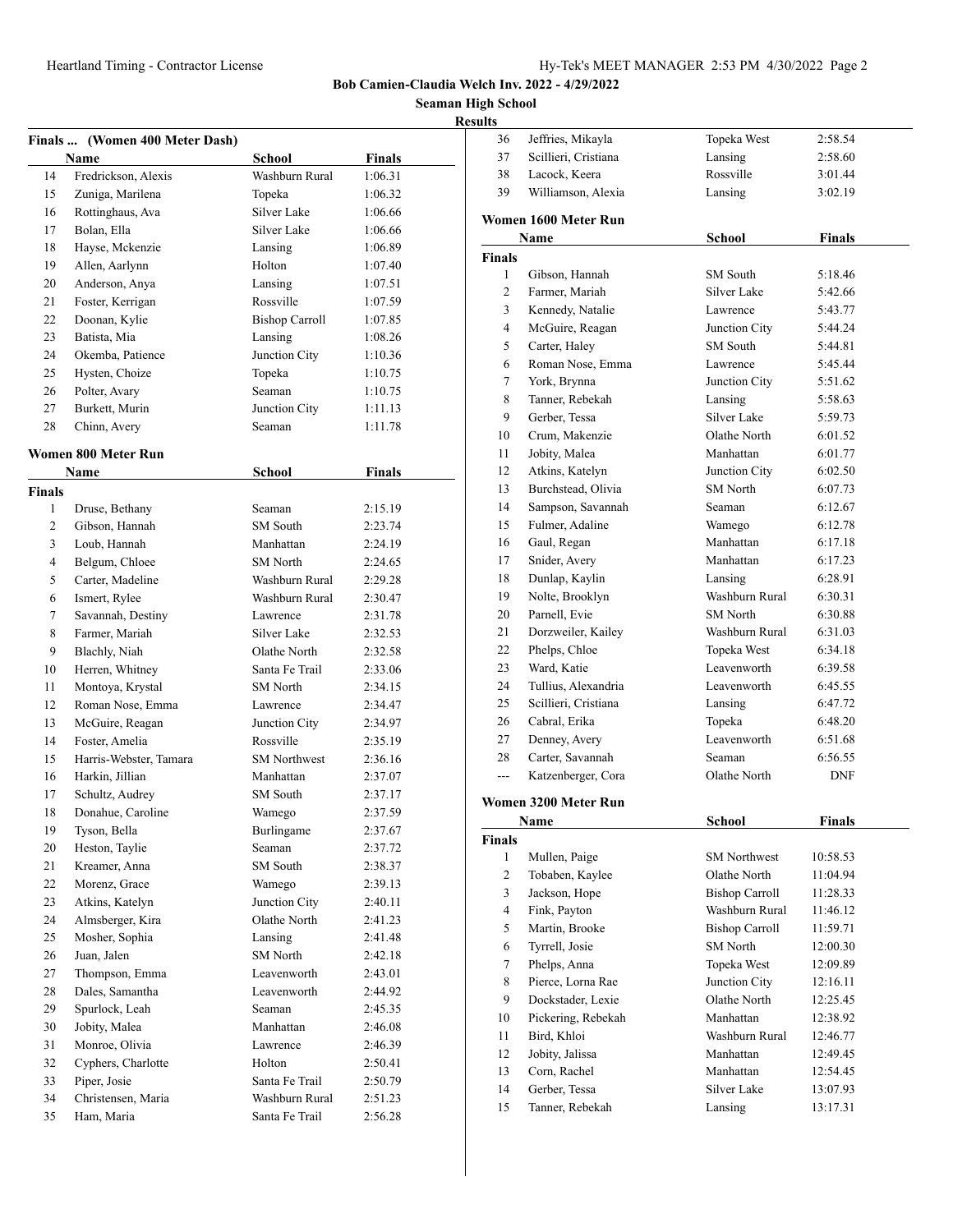**Bob Camien-Claudia Welch Inv. 2022 - 4/29/2022**

**Seaman High School**

**Results**

## Finals ... (Women 400 Meter Dash)

| | Name | School | Finals |
|---|---|---|---|
| 14 | Fredrickson, Alexis | Washburn Rural | 1:06.31 |
| 15 | Zuniga, Marilena | Topeka | 1:06.32 |
| 16 | Rottinghaus, Ava | Silver Lake | 1:06.66 |
| 17 | Bolan, Ella | Silver Lake | 1:06.66 |
| 18 | Hayse, Mckenzie | Lansing | 1:06.89 |
| 19 | Allen, Aarlynn | Holton | 1:07.40 |
| 20 | Anderson, Anya | Lansing | 1:07.51 |
| 21 | Foster, Kerrigan | Rossville | 1:07.59 |
| 22 | Doonan, Kylie | Bishop Carroll | 1:07.85 |
| 23 | Batista, Mia | Lansing | 1:08.26 |
| 24 | Okemba, Patience | Junction City | 1:10.36 |
| 25 | Hysten, Choize | Topeka | 1:10.75 |
| 26 | Polter, Avary | Seaman | 1:10.75 |
| 27 | Burkett, Murin | Junction City | 1:11.13 |
| 28 | Chinn, Avery | Seaman | 1:11.78 |

## Women 800 Meter Run

| | Name | School | Finals |
|---|---|---|---|
| **Finals** | | | |
| 1 | Druse, Bethany | Seaman | 2:15.19 |
| 2 | Gibson, Hannah | SM South | 2:23.74 |
| 3 | Loub, Hannah | Manhattan | 2:24.19 |
| 4 | Belgum, Chloee | SM North | 2:24.65 |
| 5 | Carter, Madeline | Washburn Rural | 2:29.28 |
| 6 | Ismert, Rylee | Washburn Rural | 2:30.47 |
| 7 | Savannah, Destiny | Lawrence | 2:31.78 |
| 8 | Farmer, Mariah | Silver Lake | 2:32.53 |
| 9 | Blachly, Niah | Olathe North | 2:32.58 |
| 10 | Herren, Whitney | Santa Fe Trail | 2:33.06 |
| 11 | Montoya, Krystal | SM North | 2:34.15 |
| 12 | Roman Nose, Emma | Lawrence | 2:34.47 |
| 13 | McGuire, Reagan | Junction City | 2:34.97 |
| 14 | Foster, Amelia | Rossville | 2:35.19 |
| 15 | Harris-Webster, Tamara | SM Northwest | 2:36.16 |
| 16 | Harkin, Jillian | Manhattan | 2:37.07 |
| 17 | Schultz, Audrey | SM South | 2:37.17 |
| 18 | Donahue, Caroline | Wamego | 2:37.59 |
| 19 | Tyson, Bella | Burlingame | 2:37.67 |
| 20 | Heston, Taylie | Seaman | 2:37.72 |
| 21 | Kreamer, Anna | SM South | 2:38.37 |
| 22 | Morenz, Grace | Wamego | 2:39.13 |
| 23 | Atkins, Katelyn | Junction City | 2:40.11 |
| 24 | Almsberger, Kira | Olathe North | 2:41.23 |
| 25 | Mosher, Sophia | Lansing | 2:41.48 |
| 26 | Juan, Jalen | SM North | 2:42.18 |
| 27 | Thompson, Emma | Leavenworth | 2:43.01 |
| 28 | Dales, Samantha | Leavenworth | 2:44.92 |
| 29 | Spurlock, Leah | Seaman | 2:45.35 |
| 30 | Jobity, Malea | Manhattan | 2:46.08 |
| 31 | Monroe, Olivia | Lawrence | 2:46.39 |
| 32 | Cyphers, Charlotte | Holton | 2:50.41 |
| 33 | Piper, Josie | Santa Fe Trail | 2:50.79 |
| 34 | Christensen, Maria | Washburn Rural | 2:51.23 |
| 35 | Ham, Maria | Santa Fe Trail | 2:56.28 |
| 36 | Jeffries, Mikayla | Topeka West | 2:58.54 |
| 37 | Scillieri, Cristiana | Lansing | 2:58.60 |
| 38 | Lacock, Keera | Rossville | 3:01.44 |
| 39 | Williamson, Alexia | Lansing | 3:02.19 |

## Women 1600 Meter Run

| | Name | School | Finals |
|---|---|---|---|
| **Finals** | | | |
| 1 | Gibson, Hannah | SM South | 5:18.46 |
| 2 | Farmer, Mariah | Silver Lake | 5:42.66 |
| 3 | Kennedy, Natalie | Lawrence | 5:43.77 |
| 4 | McGuire, Reagan | Junction City | 5:44.24 |
| 5 | Carter, Haley | SM South | 5:44.81 |
| 6 | Roman Nose, Emma | Lawrence | 5:45.44 |
| 7 | York, Brynna | Junction City | 5:51.62 |
| 8 | Tanner, Rebekah | Lansing | 5:58.63 |
| 9 | Gerber, Tessa | Silver Lake | 5:59.73 |
| 10 | Crum, Makenzie | Olathe North | 6:01.52 |
| 11 | Jobity, Malea | Manhattan | 6:01.77 |
| 12 | Atkins, Katelyn | Junction City | 6:02.50 |
| 13 | Burchstead, Olivia | SM North | 6:07.73 |
| 14 | Sampson, Savannah | Seaman | 6:12.67 |
| 15 | Fulmer, Adaline | Wamego | 6:12.78 |
| 16 | Gaul, Regan | Manhattan | 6:17.18 |
| 17 | Snider, Avery | Manhattan | 6:17.23 |
| 18 | Dunlap, Kaylin | Lansing | 6:28.91 |
| 19 | Nolte, Brooklyn | Washburn Rural | 6:30.31 |
| 20 | Parnell, Evie | SM North | 6:30.88 |
| 21 | Dorzweiler, Kailey | Washburn Rural | 6:31.03 |
| 22 | Phelps, Chloe | Topeka West | 6:34.18 |
| 23 | Ward, Katie | Leavenworth | 6:39.58 |
| 24 | Tullius, Alexandria | Leavenworth | 6:45.55 |
| 25 | Scillieri, Cristiana | Lansing | 6:47.72 |
| 26 | Cabral, Erika | Topeka | 6:48.20 |
| 27 | Denney, Avery | Leavenworth | 6:51.68 |
| 28 | Carter, Savannah | Seaman | 6:56.55 |
| --- | Katzenberger, Cora | Olathe North | DNF |

## Women 3200 Meter Run

| | Name | School | Finals |
|---|---|---|---|
| **Finals** | | | |
| 1 | Mullen, Paige | SM Northwest | 10:58.53 |
| 2 | Tobaben, Kaylee | Olathe North | 11:04.94 |
| 3 | Jackson, Hope | Bishop Carroll | 11:28.33 |
| 4 | Fink, Payton | Washburn Rural | 11:46.12 |
| 5 | Martin, Brooke | Bishop Carroll | 11:59.71 |
| 6 | Tyrrell, Josie | SM North | 12:00.30 |
| 7 | Phelps, Anna | Topeka West | 12:09.89 |
| 8 | Pierce, Lorna Rae | Junction City | 12:16.11 |
| 9 | Dockstader, Lexie | Olathe North | 12:25.45 |
| 10 | Pickering, Rebekah | Manhattan | 12:38.92 |
| 11 | Bird, Khloi | Washburn Rural | 12:46.77 |
| 12 | Jobity, Jalissa | Manhattan | 12:49.45 |
| 13 | Corn, Rachel | Manhattan | 12:54.45 |
| 14 | Gerber, Tessa | Silver Lake | 13:07.93 |
| 15 | Tanner, Rebekah | Lansing | 13:17.31 |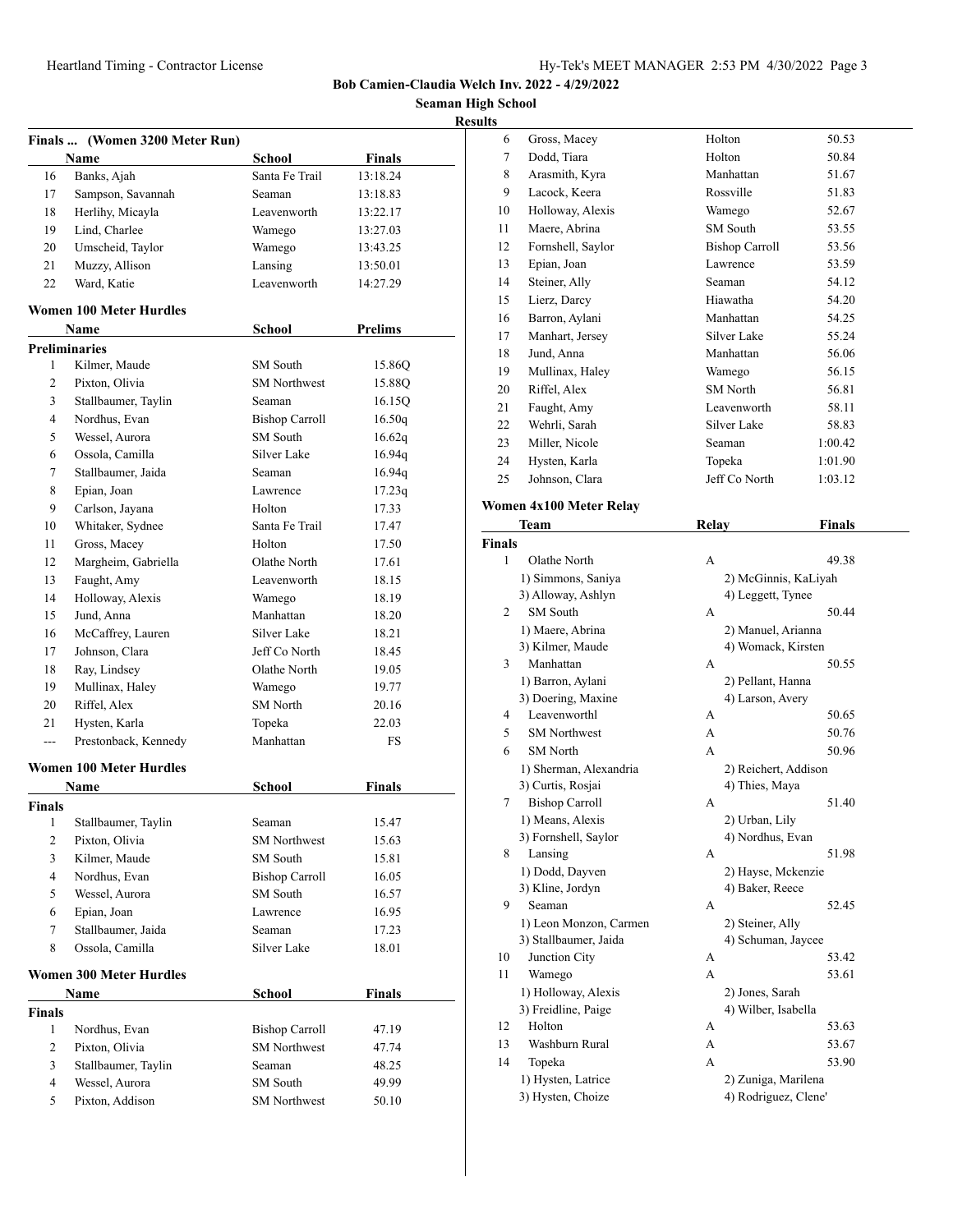**Bob Camien-Claudia Welch Inv. 2022 - 4/29/2022**

**Seaman High School**

**Results**

### Finals ... (Women 3200 Meter Run)

| | Name | School | Finals |
|---|---|---|---|
| 16 | Banks, Ajah | Santa Fe Trail | 13:18.24 |
| 17 | Sampson, Savannah | Seaman | 13:18.83 |
| 18 | Herlihy, Micayla | Leavenworth | 13:22.17 |
| 19 | Lind, Charlee | Wamego | 13:27.03 |
| 20 | Umscheid, Taylor | Wamego | 13:43.25 |
| 21 | Muzzy, Allison | Lansing | 13:50.01 |
| 22 | Ward, Katie | Leavenworth | 14:27.29 |

### Women 100 Meter Hurdles

| | Name | School | Prelims |
|---|---|---|---|
| **Preliminaries** | | | |
| 1 | Kilmer, Maude | SM South | 15.86Q |
| 2 | Pixton, Olivia | SM Northwest | 15.88Q |
| 3 | Stallbaumer, Taylin | Seaman | 16.15Q |
| 4 | Nordhus, Evan | Bishop Carroll | 16.50q |
| 5 | Wessel, Aurora | SM South | 16.62q |
| 6 | Ossola, Camilla | Silver Lake | 16.94q |
| 7 | Stallbaumer, Jaida | Seaman | 16.94q |
| 8 | Epian, Joan | Lawrence | 17.23q |
| 9 | Carlson, Jayana | Holton | 17.33 |
| 10 | Whitaker, Sydnee | Santa Fe Trail | 17.47 |
| 11 | Gross, Macey | Holton | 17.50 |
| 12 | Margheim, Gabriella | Olathe North | 17.61 |
| 13 | Faught, Amy | Leavenworth | 18.15 |
| 14 | Holloway, Alexis | Wamego | 18.19 |
| 15 | Jund, Anna | Manhattan | 18.20 |
| 16 | McCaffrey, Lauren | Silver Lake | 18.21 |
| 17 | Johnson, Clara | Jeff Co North | 18.45 |
| 18 | Ray, Lindsey | Olathe North | 19.05 |
| 19 | Mullinax, Haley | Wamego | 19.77 |
| 20 | Riffel, Alex | SM North | 20.16 |
| 21 | Hysten, Karla | Topeka | 22.03 |
| --- | Prestonback, Kennedy | Manhattan | FS |

### Women 100 Meter Hurdles

| | Name | School | Finals |
|---|---|---|---|
| **Finals** | | | |
| 1 | Stallbaumer, Taylin | Seaman | 15.47 |
| 2 | Pixton, Olivia | SM Northwest | 15.63 |
| 3 | Kilmer, Maude | SM South | 15.81 |
| 4 | Nordhus, Evan | Bishop Carroll | 16.05 |
| 5 | Wessel, Aurora | SM South | 16.57 |
| 6 | Epian, Joan | Lawrence | 16.95 |
| 7 | Stallbaumer, Jaida | Seaman | 17.23 |
| 8 | Ossola, Camilla | Silver Lake | 18.01 |

### Women 300 Meter Hurdles

| | Name | School | Finals |
|---|---|---|---|
| **Finals** | | | |
| 1 | Nordhus, Evan | Bishop Carroll | 47.19 |
| 2 | Pixton, Olivia | SM Northwest | 47.74 |
| 3 | Stallbaumer, Taylin | Seaman | 48.25 |
| 4 | Wessel, Aurora | SM South | 49.99 |
| 5 | Pixton, Addison | SM Northwest | 50.10 |
| 6 | Gross, Macey | Holton | 50.53 |
| 7 | Dodd, Tiara | Holton | 50.84 |
| 8 | Arasmith, Kyra | Manhattan | 51.67 |
| 9 | Lacock, Keera | Rossville | 51.83 |
| 10 | Holloway, Alexis | Wamego | 52.67 |
| 11 | Maere, Abrina | SM South | 53.55 |
| 12 | Fornshell, Saylor | Bishop Carroll | 53.56 |
| 13 | Epian, Joan | Lawrence | 53.59 |
| 14 | Steiner, Ally | Seaman | 54.12 |
| 15 | Lierz, Darcy | Hiawatha | 54.20 |
| 16 | Barron, Aylani | Manhattan | 54.25 |
| 17 | Manhart, Jersey | Silver Lake | 55.24 |
| 18 | Jund, Anna | Manhattan | 56.06 |
| 19 | Mullinax, Haley | Wamego | 56.15 |
| 20 | Riffel, Alex | SM North | 56.81 |
| 21 | Faught, Amy | Leavenworth | 58.11 |
| 22 | Wehrli, Sarah | Silver Lake | 58.83 |
| 23 | Miller, Nicole | Seaman | 1:00.42 |
| 24 | Hysten, Karla | Topeka | 1:01.90 |
| 25 | Johnson, Clara | Jeff Co North | 1:03.12 |

### Women 4x100 Meter Relay

| | Team | Relay | Finals |
|---|---|---|---|
| **Finals** | | | |
| 1 | Olathe North | A | 49.38 |
| | 1) Simmons, Saniya | 2) McGinnis, KaLiyah | |
| | 3) Alloway, Ashlyn | 4) Leggett, Tynee | |
| 2 | SM South | A | 50.44 |
| | 1) Maere, Abrina | 2) Manuel, Arianna | |
| | 3) Kilmer, Maude | 4) Womack, Kirsten | |
| 3 | Manhattan | A | 50.55 |
| | 1) Barron, Aylani | 2) Pellant, Hanna | |
| | 3) Doering, Maxine | 4) Larson, Avery | |
| 4 | Leavenworthl | A | 50.65 |
| 5 | SM Northwest | A | 50.76 |
| 6 | SM North | A | 50.96 |
| | 1) Sherman, Alexandria | 2) Reichert, Addison | |
| | 3) Curtis, Rosjai | 4) Thies, Maya | |
| 7 | Bishop Carroll | A | 51.40 |
| | 1) Means, Alexis | 2) Urban, Lily | |
| | 3) Fornshell, Saylor | 4) Nordhus, Evan | |
| 8 | Lansing | A | 51.98 |
| | 1) Dodd, Dayven | 2) Hayse, Mckenzie | |
| | 3) Kline, Jordyn | 4) Baker, Reece | |
| 9 | Seaman | A | 52.45 |
| | 1) Leon Monzon, Carmen | 2) Steiner, Ally | |
| | 3) Stallbaumer, Jaida | 4) Schuman, Jaycee | |
| 10 | Junction City | A | 53.42 |
| 11 | Wamego | A | 53.61 |
| | 1) Holloway, Alexis | 2) Jones, Sarah | |
| | 3) Freidline, Paige | 4) Wilber, Isabella | |
| 12 | Holton | A | 53.63 |
| 13 | Washburn Rural | A | 53.67 |
| 14 | Topeka | A | 53.90 |
| | 1) Hysten, Latrice | 2) Zuniga, Marilena | |
| | 3) Hysten, Choize | 4) Rodriguez, Clene' | |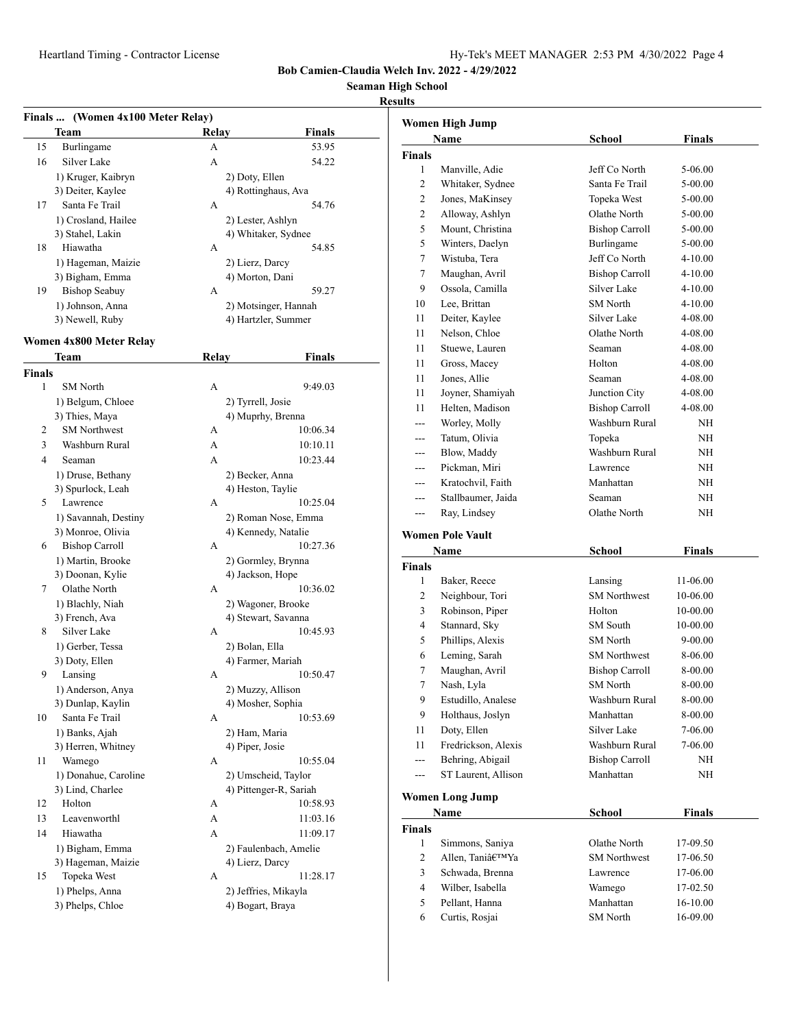**Bob Camien-Claudia Welch Inv. 2022 - 4/29/2022**

**Seaman High School**

**Results**

### Finals ... (Women 4x100 Meter Relay)

| | Team | Relay | Finals |
|---|---|---|---|
| 15 | Burlingame | A | 53.95 |
| 16 | Silver Lake | A | 54.22 |
| | 1) Kruger, Kaibryn | 2) Doty, Ellen | |
| | 3) Deiter, Kaylee | 4) Rottinghaus, Ava | |
| 17 | Santa Fe Trail | A | 54.76 |
| | 1) Crosland, Hailee | 2) Lester, Ashlyn | |
| | 3) Stahel, Lakin | 4) Whitaker, Sydnee | |
| 18 | Hiawatha | A | 54.85 |
| | 1) Hageman, Maizie | 2) Lierz, Darcy | |
| | 3) Bigham, Emma | 4) Morton, Dani | |
| 19 | Bishop Seabuy | A | 59.27 |
| | 1) Johnson, Anna | 2) Motsinger, Hannah | |
| | 3) Newell, Ruby | 4) Hartzler, Summer | |

### Women 4x800 Meter Relay

| | Team | Relay | Finals |
|---|---|---|---|
| **Finals** | | | |
| 1 | SM North | A | 9:49.03 |
| | 1) Belgum, Chloee | 2) Tyrrell, Josie | |
| | 3) Thies, Maya | 4) Muprhy, Brenna | |
| 2 | SM Northwest | A | 10:06.34 |
| 3 | Washburn Rural | A | 10:10.11 |
| 4 | Seaman | A | 10:23.44 |
| | 1) Druse, Bethany | 2) Becker, Anna | |
| | 3) Spurlock, Leah | 4) Heston, Taylie | |
| 5 | Lawrence | A | 10:25.04 |
| | 1) Savannah, Destiny | 2) Roman Nose, Emma | |
| | 3) Monroe, Olivia | 4) Kennedy, Natalie | |
| 6 | Bishop Carroll | A | 10:27.36 |
| | 1) Martin, Brooke | 2) Gormley, Brynna | |
| | 3) Doonan, Kylie | 4) Jackson, Hope | |
| 7 | Olathe North | A | 10:36.02 |
| | 1) Blachly, Niah | 2) Wagoner, Brooke | |
| | 3) French, Ava | 4) Stewart, Savanna | |
| 8 | Silver Lake | A | 10:45.93 |
| | 1) Gerber, Tessa | 2) Bolan, Ella | |
| | 3) Doty, Ellen | 4) Farmer, Mariah | |
| 9 | Lansing | A | 10:50.47 |
| | 1) Anderson, Anya | 2) Muzzy, Allison | |
| | 3) Dunlap, Kaylin | 4) Mosher, Sophia | |
| 10 | Santa Fe Trail | A | 10:53.69 |
| | 1) Banks, Ajah | 2) Ham, Maria | |
| | 3) Herren, Whitney | 4) Piper, Josie | |
| 11 | Wamego | A | 10:55.04 |
| | 1) Donahue, Caroline | 2) Umscheid, Taylor | |
| | 3) Lind, Charlee | 4) Pittenger-R, Sariah | |
| 12 | Holton | A | 10:58.93 |
| 13 | Leavenworthl | A | 11:03.16 |
| 14 | Hiawatha | A | 11:09.17 |
| | 1) Bigham, Emma | 2) Faulenbach, Amelie | |
| | 3) Hageman, Maizie | 4) Lierz, Darcy | |
| 15 | Topeka West | A | 11:28.17 |
| | 1) Phelps, Anna | 2) Jeffries, Mikayla | |
| | 3) Phelps, Chloe | 4) Bogart, Braya | |

### Women High Jump

| | Name | School | Finals |
|---|---|---|---|
| **Finals** | | | |
| 1 | Manville, Adie | Jeff Co North | 5-06.00 |
| 2 | Whitaker, Sydnee | Santa Fe Trail | 5-00.00 |
| 2 | Jones, MaKinsey | Topeka West | 5-00.00 |
| 2 | Alloway, Ashlyn | Olathe North | 5-00.00 |
| 5 | Mount, Christina | Bishop Carroll | 5-00.00 |
| 5 | Winters, Daelyn | Burlingame | 5-00.00 |
| 7 | Wistuba, Tera | Jeff Co North | 4-10.00 |
| 7 | Maughan, Avril | Bishop Carroll | 4-10.00 |
| 9 | Ossola, Camilla | Silver Lake | 4-10.00 |
| 10 | Lee, Brittan | SM North | 4-10.00 |
| 11 | Deiter, Kaylee | Silver Lake | 4-08.00 |
| 11 | Nelson, Chloe | Olathe North | 4-08.00 |
| 11 | Stuewe, Lauren | Seaman | 4-08.00 |
| 11 | Gross, Macey | Holton | 4-08.00 |
| 11 | Jones, Allie | Seaman | 4-08.00 |
| 11 | Joyner, Shamiyah | Junction City | 4-08.00 |
| 11 | Helten, Madison | Bishop Carroll | 4-08.00 |
| --- | Worley, Molly | Washburn Rural | NH |
| --- | Tatum, Olivia | Topeka | NH |
| --- | Blow, Maddy | Washburn Rural | NH |
| --- | Pickman, Miri | Lawrence | NH |
| --- | Kratochvil, Faith | Manhattan | NH |
| --- | Stallbaumer, Jaida | Seaman | NH |
| --- | Ray, Lindsey | Olathe North | NH |

### Women Pole Vault

| | Name | School | Finals |
|---|---|---|---|
| **Finals** | | | |
| 1 | Baker, Reece | Lansing | 11-06.00 |
| 2 | Neighbour, Tori | SM Northwest | 10-06.00 |
| 3 | Robinson, Piper | Holton | 10-00.00 |
| 4 | Stannard, Sky | SM South | 10-00.00 |
| 5 | Phillips, Alexis | SM North | 9-00.00 |
| 6 | Leming, Sarah | SM Northwest | 8-06.00 |
| 7 | Maughan, Avril | Bishop Carroll | 8-00.00 |
| 7 | Nash, Lyla | SM North | 8-00.00 |
| 9 | Estudillo, Analese | Washburn Rural | 8-00.00 |
| 9 | Holthaus, Joslyn | Manhattan | 8-00.00 |
| 11 | Doty, Ellen | Silver Lake | 7-06.00 |
| 11 | Fredrickson, Alexis | Washburn Rural | 7-06.00 |
| --- | Behring, Abigail | Bishop Carroll | NH |
| --- | ST Laurent, Allison | Manhattan | NH |

### Women Long Jump

| | Name | School | Finals |
|---|---|---|---|
| **Finals** | | | |
| 1 | Simmons, Saniya | Olathe North | 17-09.50 |
| 2 | Allen, Taniâ€™Ya | SM Northwest | 17-06.50 |
| 3 | Schwada, Brenna | Lawrence | 17-06.00 |
| 4 | Wilber, Isabella | Wamego | 17-02.50 |
| 5 | Pellant, Hanna | Manhattan | 16-10.00 |
| 6 | Curtis, Rosjai | SM North | 16-09.00 |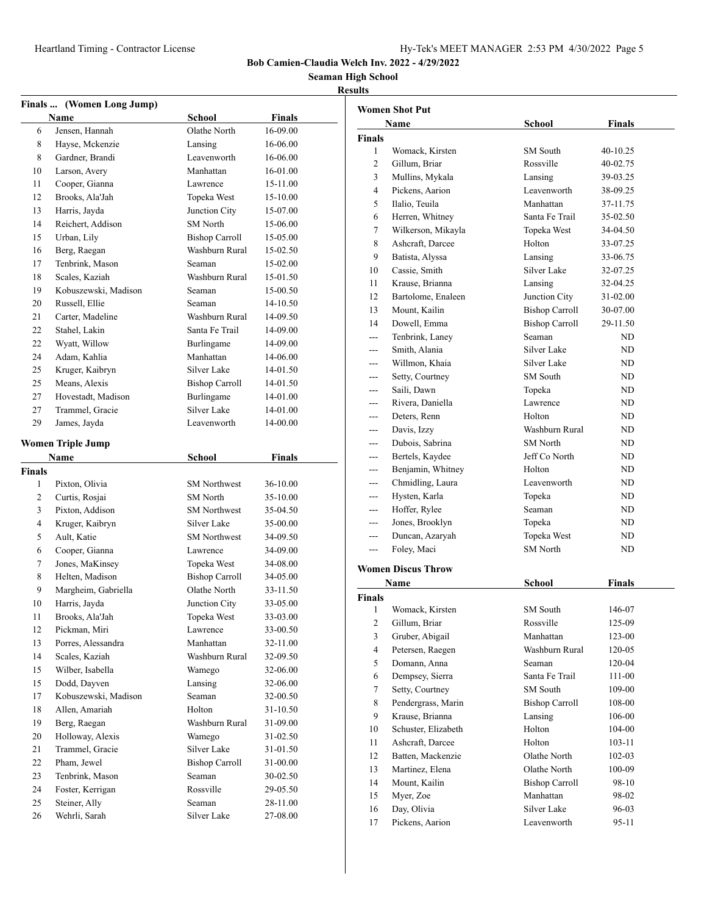## Bob Camien-Claudia Welch Inv. 2022 - 4/29/2022

### Seaman High School

### Results

#### Finals ... (Women Long Jump)

| | Name | School | Finals |
|---|---|---|---|
| 6 | Jensen, Hannah | Olathe North | 16-09.00 |
| 8 | Hayse, Mckenzie | Lansing | 16-06.00 |
| 8 | Gardner, Brandi | Leavenworth | 16-06.00 |
| 10 | Larson, Avery | Manhattan | 16-01.00 |
| 11 | Cooper, Gianna | Lawrence | 15-11.00 |
| 12 | Brooks, Ala'Jah | Topeka West | 15-10.00 |
| 13 | Harris, Jayda | Junction City | 15-07.00 |
| 14 | Reichert, Addison | SM North | 15-06.00 |
| 15 | Urban, Lily | Bishop Carroll | 15-05.00 |
| 16 | Berg, Raegan | Washburn Rural | 15-02.50 |
| 17 | Tenbrink, Mason | Seaman | 15-02.00 |
| 18 | Scales, Kaziah | Washburn Rural | 15-01.50 |
| 19 | Kobuszewski, Madison | Seaman | 15-00.50 |
| 20 | Russell, Ellie | Seaman | 14-10.50 |
| 21 | Carter, Madeline | Washburn Rural | 14-09.50 |
| 22 | Stahel, Lakin | Santa Fe Trail | 14-09.00 |
| 22 | Wyatt, Willow | Burlingame | 14-09.00 |
| 24 | Adam, Kahlia | Manhattan | 14-06.00 |
| 25 | Kruger, Kaibryn | Silver Lake | 14-01.50 |
| 25 | Means, Alexis | Bishop Carroll | 14-01.50 |
| 27 | Hovestadt, Madison | Burlingame | 14-01.00 |
| 27 | Trammel, Gracie | Silver Lake | 14-01.00 |
| 29 | James, Jayda | Leavenworth | 14-00.00 |

#### Women Triple Jump

| | Name | School | Finals |
|---|---|---|---|
| **Finals** | | | |
| 1 | Pixton, Olivia | SM Northwest | 36-10.00 |
| 2 | Curtis, Rosjai | SM North | 35-10.00 |
| 3 | Pixton, Addison | SM Northwest | 35-04.50 |
| 4 | Kruger, Kaibryn | Silver Lake | 35-00.00 |
| 5 | Ault, Katie | SM Northwest | 34-09.50 |
| 6 | Cooper, Gianna | Lawrence | 34-09.00 |
| 7 | Jones, MaKinsey | Topeka West | 34-08.00 |
| 8 | Helten, Madison | Bishop Carroll | 34-05.00 |
| 9 | Margheim, Gabriella | Olathe North | 33-11.50 |
| 10 | Harris, Jayda | Junction City | 33-05.00 |
| 11 | Brooks, Ala'Jah | Topeka West | 33-03.00 |
| 12 | Pickman, Miri | Lawrence | 33-00.50 |
| 13 | Porres, Alessandra | Manhattan | 32-11.00 |
| 14 | Scales, Kaziah | Washburn Rural | 32-09.50 |
| 15 | Wilber, Isabella | Wamego | 32-06.00 |
| 15 | Dodd, Dayven | Lansing | 32-06.00 |
| 17 | Kobuszewski, Madison | Seaman | 32-00.50 |
| 18 | Allen, Amariah | Holton | 31-10.50 |
| 19 | Berg, Raegan | Washburn Rural | 31-09.00 |
| 20 | Holloway, Alexis | Wamego | 31-02.50 |
| 21 | Trammel, Gracie | Silver Lake | 31-01.50 |
| 22 | Pham, Jewel | Bishop Carroll | 31-00.00 |
| 23 | Tenbrink, Mason | Seaman | 30-02.50 |
| 24 | Foster, Kerrigan | Rossville | 29-05.50 |
| 25 | Steiner, Ally | Seaman | 28-11.00 |
| 26 | Wehrli, Sarah | Silver Lake | 27-08.00 |

#### Women Shot Put

| | Name | School | Finals |
|---|---|---|---|
| **Finals** | | | |
| 1 | Womack, Kirsten | SM South | 40-10.25 |
| 2 | Gillum, Briar | Rossville | 40-02.75 |
| 3 | Mullins, Mykala | Lansing | 39-03.25 |
| 4 | Pickens, Aarion | Leavenworth | 38-09.25 |
| 5 | Ilalio, Teuila | Manhattan | 37-11.75 |
| 6 | Herren, Whitney | Santa Fe Trail | 35-02.50 |
| 7 | Wilkerson, Mikayla | Topeka West | 34-04.50 |
| 8 | Ashcraft, Darcee | Holton | 33-07.25 |
| 9 | Batista, Alyssa | Lansing | 33-06.75 |
| 10 | Cassie, Smith | Silver Lake | 32-07.25 |
| 11 | Krause, Brianna | Lansing | 32-04.25 |
| 12 | Bartolome, Enaleen | Junction City | 31-02.00 |
| 13 | Mount, Kailin | Bishop Carroll | 30-07.00 |
| 14 | Dowell, Emma | Bishop Carroll | 29-11.50 |
| --- | Tenbrink, Laney | Seaman | ND |
| --- | Smith, Alania | Silver Lake | ND |
| --- | Willmon, Khaia | Silver Lake | ND |
| --- | Setty, Courtney | SM South | ND |
| --- | Saili, Dawn | Topeka | ND |
| --- | Rivera, Daniella | Lawrence | ND |
| --- | Deters, Renn | Holton | ND |
| --- | Davis, Izzy | Washburn Rural | ND |
| --- | Dubois, Sabrina | SM North | ND |
| --- | Bertels, Kaydee | Jeff Co North | ND |
| --- | Benjamin, Whitney | Holton | ND |
| --- | Chmidling, Laura | Leavenworth | ND |
| --- | Hysten, Karla | Topeka | ND |
| --- | Hoffer, Rylee | Seaman | ND |
| --- | Jones, Brooklyn | Topeka | ND |
| --- | Duncan, Azaryah | Topeka West | ND |
| --- | Foley, Maci | SM North | ND |

#### Women Discus Throw

| | Name | School | Finals |
|---|---|---|---|
| **Finals** | | | |
| 1 | Womack, Kirsten | SM South | 146-07 |
| 2 | Gillum, Briar | Rossville | 125-09 |
| 3 | Gruber, Abigail | Manhattan | 123-00 |
| 4 | Petersen, Raegen | Washburn Rural | 120-05 |
| 5 | Domann, Anna | Seaman | 120-04 |
| 6 | Dempsey, Sierra | Santa Fe Trail | 111-00 |
| 7 | Setty, Courtney | SM South | 109-00 |
| 8 | Pendergrass, Marin | Bishop Carroll | 108-00 |
| 9 | Krause, Brianna | Lansing | 106-00 |
| 10 | Schuster, Elizabeth | Holton | 104-00 |
| 11 | Ashcraft, Darcee | Holton | 103-11 |
| 12 | Batten, Mackenzie | Olathe North | 102-03 |
| 13 | Martinez, Elena | Olathe North | 100-09 |
| 14 | Mount, Kailin | Bishop Carroll | 98-10 |
| 15 | Myer, Zoe | Manhattan | 98-02 |
| 16 | Day, Olivia | Silver Lake | 96-03 |
| 17 | Pickens, Aarion | Leavenworth | 95-11 |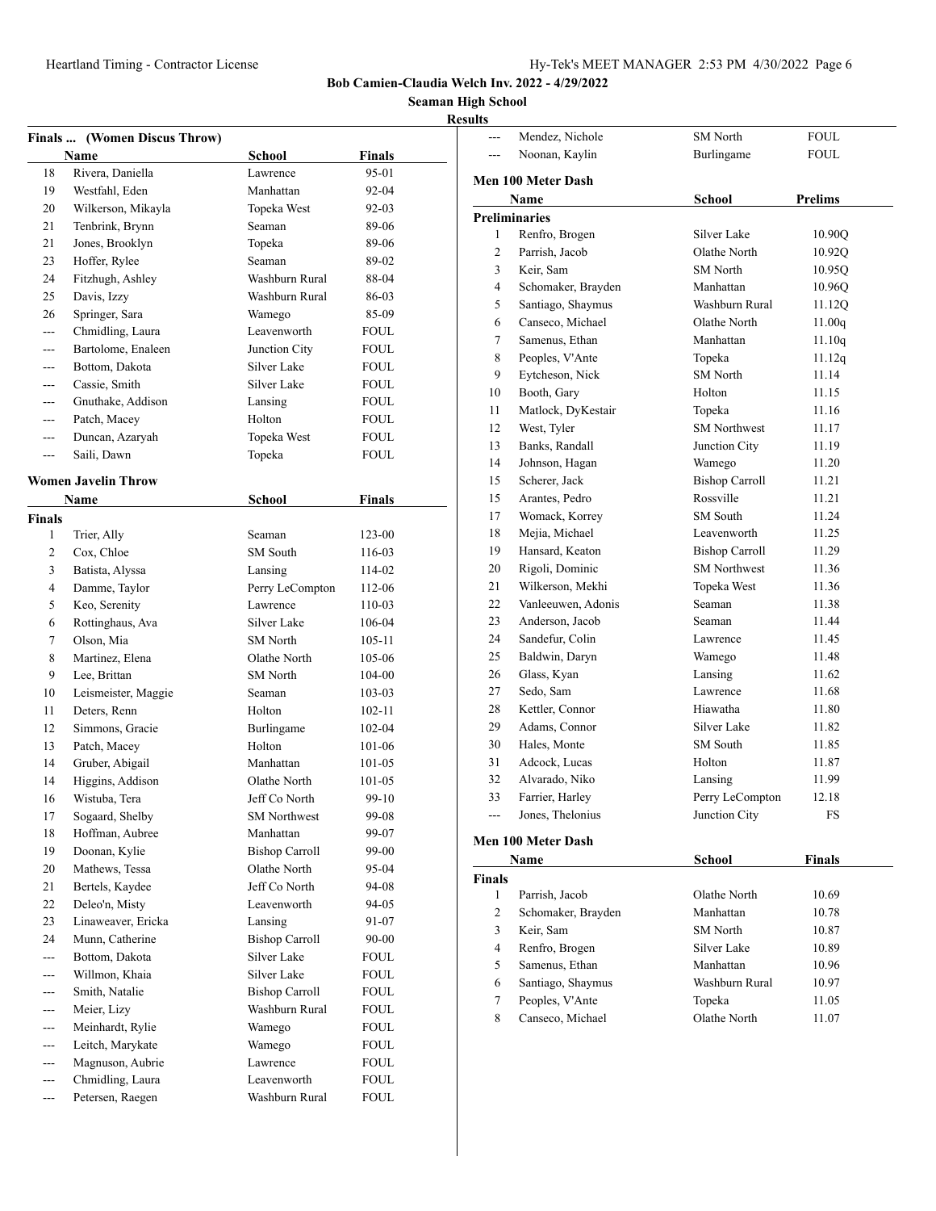## Bob Camien-Claudia Welch Inv. 2022 - 4/29/2022

### Seaman High School

### Results

**Finals ... (Women Discus Throw)**

| | Name | School | Finals |
|---|---|---|---|
| 18 | Rivera, Daniella | Lawrence | 95-01 |
| 19 | Westfahl, Eden | Manhattan | 92-04 |
| 20 | Wilkerson, Mikayla | Topeka West | 92-03 |
| 21 | Tenbrink, Brynn | Seaman | 89-06 |
| 21 | Jones, Brooklyn | Topeka | 89-06 |
| 23 | Hoffer, Rylee | Seaman | 89-02 |
| 24 | Fitzhugh, Ashley | Washburn Rural | 88-04 |
| 25 | Davis, Izzy | Washburn Rural | 86-03 |
| 26 | Springer, Sara | Wamego | 85-09 |
| --- | Chmidling, Laura | Leavenworth | FOUL |
| --- | Bartolome, Enaleen | Junction City | FOUL |
| --- | Bottom, Dakota | Silver Lake | FOUL |
| --- | Cassie, Smith | Silver Lake | FOUL |
| --- | Gnuthake, Addison | Lansing | FOUL |
| --- | Patch, Macey | Holton | FOUL |
| --- | Duncan, Azaryah | Topeka West | FOUL |
| --- | Saili, Dawn | Topeka | FOUL |
| --- | Mendez, Nichole | SM North | FOUL |
| --- | Noonan, Kaylin | Burlingame | FOUL |

**Women Javelin Throw**

| | Name | School | Finals |
|---|---|---|---|
| **Finals** | | | |
| 1 | Trier, Ally | Seaman | 123-00 |
| 2 | Cox, Chloe | SM South | 116-03 |
| 3 | Batista, Alyssa | Lansing | 114-02 |
| 4 | Damme, Taylor | Perry LeCompton | 112-06 |
| 5 | Keo, Serenity | Lawrence | 110-03 |
| 6 | Rottinghaus, Ava | Silver Lake | 106-04 |
| 7 | Olson, Mia | SM North | 105-11 |
| 8 | Martinez, Elena | Olathe North | 105-06 |
| 9 | Lee, Brittan | SM North | 104-00 |
| 10 | Leismeister, Maggie | Seaman | 103-03 |
| 11 | Deters, Renn | Holton | 102-11 |
| 12 | Simmons, Gracie | Burlingame | 102-04 |
| 13 | Patch, Macey | Holton | 101-06 |
| 14 | Gruber, Abigail | Manhattan | 101-05 |
| 14 | Higgins, Addison | Olathe North | 101-05 |
| 16 | Wistuba, Tera | Jeff Co North | 99-10 |
| 17 | Sogaard, Shelby | SM Northwest | 99-08 |
| 18 | Hoffman, Aubree | Manhattan | 99-07 |
| 19 | Doonan, Kylie | Bishop Carroll | 99-00 |
| 20 | Mathews, Tessa | Olathe North | 95-04 |
| 21 | Bertels, Kaydee | Jeff Co North | 94-08 |
| 22 | Deleo'n, Misty | Leavenworth | 94-05 |
| 23 | Linaweaver, Ericka | Lansing | 91-07 |
| 24 | Munn, Catherine | Bishop Carroll | 90-00 |
| --- | Bottom, Dakota | Silver Lake | FOUL |
| --- | Willmon, Khaia | Silver Lake | FOUL |
| --- | Smith, Natalie | Bishop Carroll | FOUL |
| --- | Meier, Lizy | Washburn Rural | FOUL |
| --- | Meinhardt, Rylie | Wamego | FOUL |
| --- | Leitch, Marykate | Wamego | FOUL |
| --- | Magnuson, Aubrie | Lawrence | FOUL |
| --- | Chmidling, Laura | Leavenworth | FOUL |
| --- | Petersen, Raegen | Washburn Rural | FOUL |

**Men 100 Meter Dash**

| | Name | School | Prelims |
|---|---|---|---|
| **Preliminaries** | | | |
| 1 | Renfro, Brogen | Silver Lake | 10.90Q |
| 2 | Parrish, Jacob | Olathe North | 10.92Q |
| 3 | Keir, Sam | SM North | 10.95Q |
| 4 | Schomaker, Brayden | Manhattan | 10.96Q |
| 5 | Santiago, Shaymus | Washburn Rural | 11.12Q |
| 6 | Canseco, Michael | Olathe North | 11.00q |
| 7 | Samenus, Ethan | Manhattan | 11.10q |
| 8 | Peoples, V'Ante | Topeka | 11.12q |
| 9 | Eytcheson, Nick | SM North | 11.14 |
| 10 | Booth, Gary | Holton | 11.15 |
| 11 | Matlock, DyKestair | Topeka | 11.16 |
| 12 | West, Tyler | SM Northwest | 11.17 |
| 13 | Banks, Randall | Junction City | 11.19 |
| 14 | Johnson, Hagan | Wamego | 11.20 |
| 15 | Scherer, Jack | Bishop Carroll | 11.21 |
| 15 | Arantes, Pedro | Rossville | 11.21 |
| 17 | Womack, Korrey | SM South | 11.24 |
| 18 | Mejia, Michael | Leavenworth | 11.25 |
| 19 | Hansard, Keaton | Bishop Carroll | 11.29 |
| 20 | Rigoli, Dominic | SM Northwest | 11.36 |
| 21 | Wilkerson, Mekhi | Topeka West | 11.36 |
| 22 | Vanleeuwen, Adonis | Seaman | 11.38 |
| 23 | Anderson, Jacob | Seaman | 11.44 |
| 24 | Sandefur, Colin | Lawrence | 11.45 |
| 25 | Baldwin, Daryn | Wamego | 11.48 |
| 26 | Glass, Kyan | Lansing | 11.62 |
| 27 | Sedo, Sam | Lawrence | 11.68 |
| 28 | Kettler, Connor | Hiawatha | 11.80 |
| 29 | Adams, Connor | Silver Lake | 11.82 |
| 30 | Hales, Monte | SM South | 11.85 |
| 31 | Adcock, Lucas | Holton | 11.87 |
| 32 | Alvarado, Niko | Lansing | 11.99 |
| 33 | Farrier, Harley | Perry LeCompton | 12.18 |
| --- | Jones, Thelonius | Junction City | FS |

**Men 100 Meter Dash**

| | Name | School | Finals |
|---|---|---|---|
| **Finals** | | | |
| 1 | Parrish, Jacob | Olathe North | 10.69 |
| 2 | Schomaker, Brayden | Manhattan | 10.78 |
| 3 | Keir, Sam | SM North | 10.87 |
| 4 | Renfro, Brogen | Silver Lake | 10.89 |
| 5 | Samenus, Ethan | Manhattan | 10.96 |
| 6 | Santiago, Shaymus | Washburn Rural | 10.97 |
| 7 | Peoples, V'Ante | Topeka | 11.05 |
| 8 | Canseco, Michael | Olathe North | 11.07 |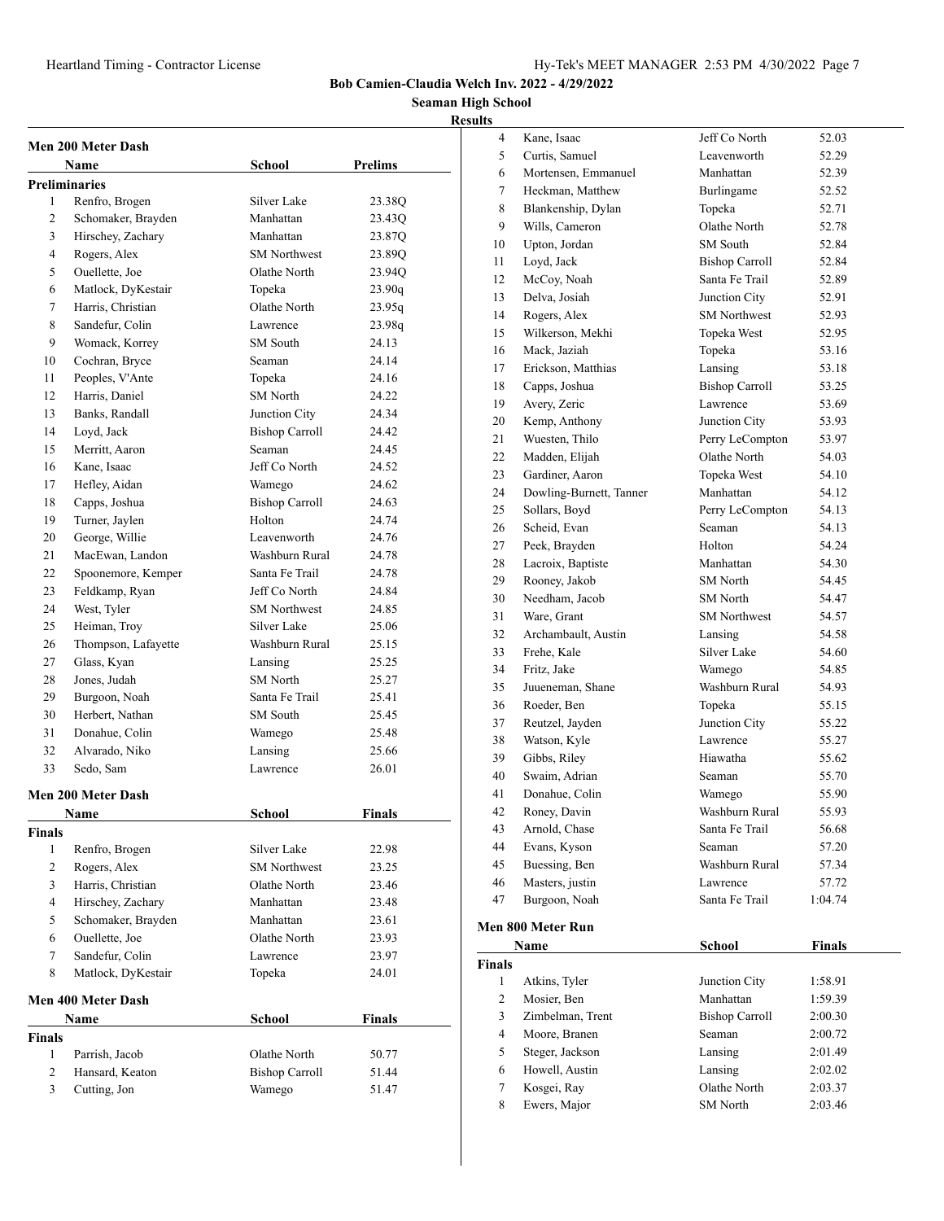Bob Camien-Claudia Welch Inv. 2022 - 4/29/2022

Seaman High School

Results

### Men 200 Meter Dash

| | Name | School | Prelims |
|---|---|---|---|
| **Preliminaries** | | | |
| 1 | Renfro, Brogen | Silver Lake | 23.38Q |
| 2 | Schomaker, Brayden | Manhattan | 23.43Q |
| 3 | Hirschey, Zachary | Manhattan | 23.87Q |
| 4 | Rogers, Alex | SM Northwest | 23.89Q |
| 5 | Ouellette, Joe | Olathe North | 23.94Q |
| 6 | Matlock, DyKestair | Topeka | 23.90q |
| 7 | Harris, Christian | Olathe North | 23.95q |
| 8 | Sandefur, Colin | Lawrence | 23.98q |
| 9 | Womack, Korrey | SM South | 24.13 |
| 10 | Cochran, Bryce | Seaman | 24.14 |
| 11 | Peoples, V'Ante | Topeka | 24.16 |
| 12 | Harris, Daniel | SM North | 24.22 |
| 13 | Banks, Randall | Junction City | 24.34 |
| 14 | Loyd, Jack | Bishop Carroll | 24.42 |
| 15 | Merritt, Aaron | Seaman | 24.45 |
| 16 | Kane, Isaac | Jeff Co North | 24.52 |
| 17 | Hefley, Aidan | Wamego | 24.62 |
| 18 | Capps, Joshua | Bishop Carroll | 24.63 |
| 19 | Turner, Jaylen | Holton | 24.74 |
| 20 | George, Willie | Leavenworth | 24.76 |
| 21 | MacEwan, Landon | Washburn Rural | 24.78 |
| 22 | Spoonemore, Kemper | Santa Fe Trail | 24.78 |
| 23 | Feldkamp, Ryan | Jeff Co North | 24.84 |
| 24 | West, Tyler | SM Northwest | 24.85 |
| 25 | Heiman, Troy | Silver Lake | 25.06 |
| 26 | Thompson, Lafayette | Washburn Rural | 25.15 |
| 27 | Glass, Kyan | Lansing | 25.25 |
| 28 | Jones, Judah | SM North | 25.27 |
| 29 | Burgoon, Noah | Santa Fe Trail | 25.41 |
| 30 | Herbert, Nathan | SM South | 25.45 |
| 31 | Donahue, Colin | Wamego | 25.48 |
| 32 | Alvarado, Niko | Lansing | 25.66 |
| 33 | Sedo, Sam | Lawrence | 26.01 |

### Men 200 Meter Dash

| | Name | School | Finals |
|---|---|---|---|
| **Finals** | | | |
| 1 | Renfro, Brogen | Silver Lake | 22.98 |
| 2 | Rogers, Alex | SM Northwest | 23.25 |
| 3 | Harris, Christian | Olathe North | 23.46 |
| 4 | Hirschey, Zachary | Manhattan | 23.48 |
| 5 | Schomaker, Brayden | Manhattan | 23.61 |
| 6 | Ouellette, Joe | Olathe North | 23.93 |
| 7 | Sandefur, Colin | Lawrence | 23.97 |
| 8 | Matlock, DyKestair | Topeka | 24.01 |

### Men 400 Meter Dash

| | Name | School | Finals |
|---|---|---|---|
| **Finals** | | | |
| 1 | Parrish, Jacob | Olathe North | 50.77 |
| 2 | Hansard, Keaton | Bishop Carroll | 51.44 |
| 3 | Cutting, Jon | Wamego | 51.47 |
| 4 | Kane, Isaac | Jeff Co North | 52.03 |
| 5 | Curtis, Samuel | Leavenworth | 52.29 |
| 6 | Mortensen, Emmanuel | Manhattan | 52.39 |
| 7 | Heckman, Matthew | Burlingame | 52.52 |
| 8 | Blankenship, Dylan | Topeka | 52.71 |
| 9 | Wills, Cameron | Olathe North | 52.78 |
| 10 | Upton, Jordan | SM South | 52.84 |
| 11 | Loyd, Jack | Bishop Carroll | 52.84 |
| 12 | McCoy, Noah | Santa Fe Trail | 52.89 |
| 13 | Delva, Josiah | Junction City | 52.91 |
| 14 | Rogers, Alex | SM Northwest | 52.93 |
| 15 | Wilkerson, Mekhi | Topeka West | 52.95 |
| 16 | Mack, Jaziah | Topeka | 53.16 |
| 17 | Erickson, Matthias | Lansing | 53.18 |
| 18 | Capps, Joshua | Bishop Carroll | 53.25 |
| 19 | Avery, Zeric | Lawrence | 53.69 |
| 20 | Kemp, Anthony | Junction City | 53.93 |
| 21 | Wuesten, Thilo | Perry LeCompton | 53.97 |
| 22 | Madden, Elijah | Olathe North | 54.03 |
| 23 | Gardiner, Aaron | Topeka West | 54.10 |
| 24 | Dowling-Burnett, Tanner | Manhattan | 54.12 |
| 25 | Sollars, Boyd | Perry LeCompton | 54.13 |
| 26 | Scheid, Evan | Seaman | 54.13 |
| 27 | Peek, Brayden | Holton | 54.24 |
| 28 | Lacroix, Baptiste | Manhattan | 54.30 |
| 29 | Rooney, Jakob | SM North | 54.45 |
| 30 | Needham, Jacob | SM North | 54.47 |
| 31 | Ware, Grant | SM Northwest | 54.57 |
| 32 | Archambault, Austin | Lansing | 54.58 |
| 33 | Frehe, Kale | Silver Lake | 54.60 |
| 34 | Fritz, Jake | Wamego | 54.85 |
| 35 | Juueneman, Shane | Washburn Rural | 54.93 |
| 36 | Roeder, Ben | Topeka | 55.15 |
| 37 | Reutzel, Jayden | Junction City | 55.22 |
| 38 | Watson, Kyle | Lawrence | 55.27 |
| 39 | Gibbs, Riley | Hiawatha | 55.62 |
| 40 | Swaim, Adrian | Seaman | 55.70 |
| 41 | Donahue, Colin | Wamego | 55.90 |
| 42 | Roney, Davin | Washburn Rural | 55.93 |
| 43 | Arnold, Chase | Santa Fe Trail | 56.68 |
| 44 | Evans, Kyson | Seaman | 57.20 |
| 45 | Buessing, Ben | Washburn Rural | 57.34 |
| 46 | Masters, justin | Lawrence | 57.72 |
| 47 | Burgoon, Noah | Santa Fe Trail | 1:04.74 |

### Men 800 Meter Run

| | Name | School | Finals |
|---|---|---|---|
| **Finals** | | | |
| 1 | Atkins, Tyler | Junction City | 1:58.91 |
| 2 | Mosier, Ben | Manhattan | 1:59.39 |
| 3 | Zimbelman, Trent | Bishop Carroll | 2:00.30 |
| 4 | Moore, Branen | Seaman | 2:00.72 |
| 5 | Steger, Jackson | Lansing | 2:01.49 |
| 6 | Howell, Austin | Lansing | 2:02.02 |
| 7 | Kosgei, Ray | Olathe North | 2:03.37 |
| 8 | Ewers, Major | SM North | 2:03.46 |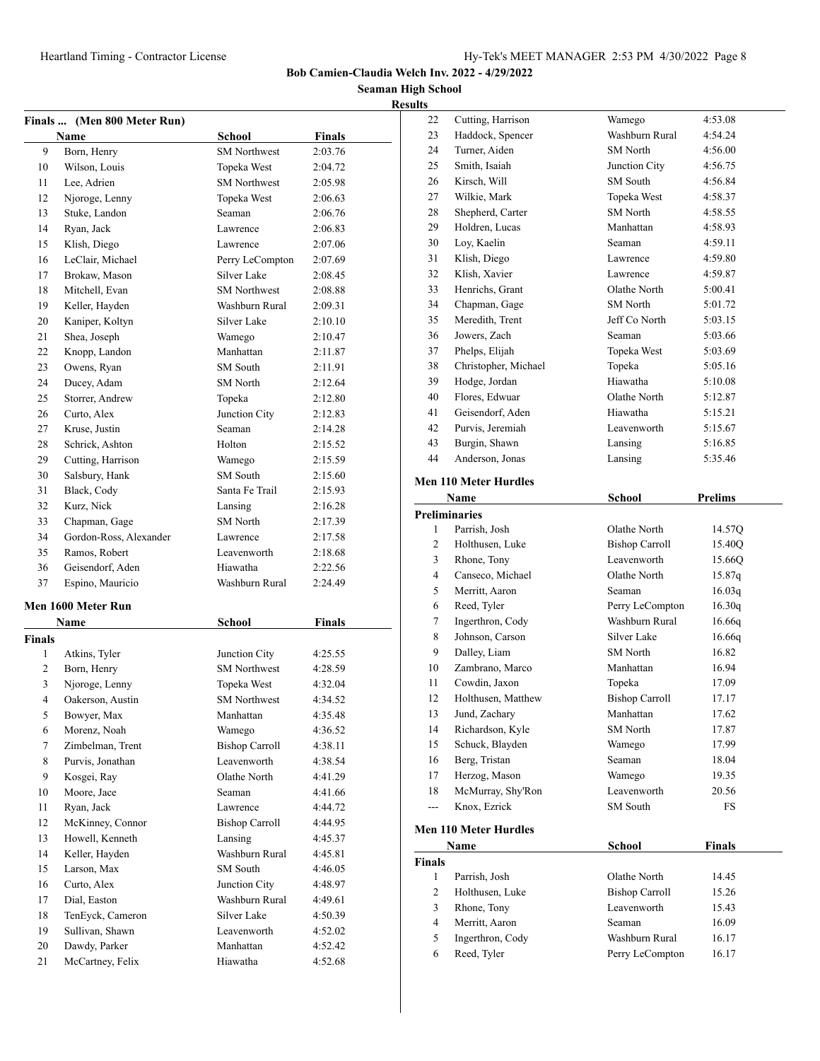**Bob Camien-Claudia Welch Inv. 2022 - 4/29/2022**

**Seaman High School**

**Results**

### Finals ... (Men 800 Meter Run)

| | Name | School | Finals |
|---|---|---|---|
| 9 | Born, Henry | SM Northwest | 2:03.76 |
| 10 | Wilson, Louis | Topeka West | 2:04.72 |
| 11 | Lee, Adrien | SM Northwest | 2:05.98 |
| 12 | Njoroge, Lenny | Topeka West | 2:06.63 |
| 13 | Stuke, Landon | Seaman | 2:06.76 |
| 14 | Ryan, Jack | Lawrence | 2:06.83 |
| 15 | Klish, Diego | Lawrence | 2:07.06 |
| 16 | LeClair, Michael | Perry LeCompton | 2:07.69 |
| 17 | Brokaw, Mason | Silver Lake | 2:08.45 |
| 18 | Mitchell, Evan | SM Northwest | 2:08.88 |
| 19 | Keller, Hayden | Washburn Rural | 2:09.31 |
| 20 | Kaniper, Koltyn | Silver Lake | 2:10.10 |
| 21 | Shea, Joseph | Wamego | 2:10.47 |
| 22 | Knopp, Landon | Manhattan | 2:11.87 |
| 23 | Owens, Ryan | SM South | 2:11.91 |
| 24 | Ducey, Adam | SM North | 2:12.64 |
| 25 | Storrer, Andrew | Topeka | 2:12.80 |
| 26 | Curto, Alex | Junction City | 2:12.83 |
| 27 | Kruse, Justin | Seaman | 2:14.28 |
| 28 | Schrick, Ashton | Holton | 2:15.52 |
| 29 | Cutting, Harrison | Wamego | 2:15.59 |
| 30 | Salsbury, Hank | SM South | 2:15.60 |
| 31 | Black, Cody | Santa Fe Trail | 2:15.93 |
| 32 | Kurz, Nick | Lansing | 2:16.28 |
| 33 | Chapman, Gage | SM North | 2:17.39 |
| 34 | Gordon-Ross, Alexander | Lawrence | 2:17.58 |
| 35 | Ramos, Robert | Leavenworth | 2:18.68 |
| 36 | Geisendorf, Aden | Hiawatha | 2:22.56 |
| 37 | Espino, Mauricio | Washburn Rural | 2:24.49 |

### Men 1600 Meter Run

| | Name | School | Finals |
|---|---|---|---|
| **Finals** | | | |
| 1 | Atkins, Tyler | Junction City | 4:25.55 |
| 2 | Born, Henry | SM Northwest | 4:28.59 |
| 3 | Njoroge, Lenny | Topeka West | 4:32.04 |
| 4 | Oakerson, Austin | SM Northwest | 4:34.52 |
| 5 | Bowyer, Max | Manhattan | 4:35.48 |
| 6 | Morenz, Noah | Wamego | 4:36.52 |
| 7 | Zimbelman, Trent | Bishop Carroll | 4:38.11 |
| 8 | Purvis, Jonathan | Leavenworth | 4:38.54 |
| 9 | Kosgei, Ray | Olathe North | 4:41.29 |
| 10 | Moore, Jace | Seaman | 4:41.66 |
| 11 | Ryan, Jack | Lawrence | 4:44.72 |
| 12 | McKinney, Connor | Bishop Carroll | 4:44.95 |
| 13 | Howell, Kenneth | Lansing | 4:45.37 |
| 14 | Keller, Hayden | Washburn Rural | 4:45.81 |
| 15 | Larson, Max | SM South | 4:46.05 |
| 16 | Curto, Alex | Junction City | 4:48.97 |
| 17 | Dial, Easton | Washburn Rural | 4:49.61 |
| 18 | TenEyck, Cameron | Silver Lake | 4:50.39 |
| 19 | Sullivan, Shawn | Leavenworth | 4:52.02 |
| 20 | Dawdy, Parker | Manhattan | 4:52.42 |
| 21 | McCartney, Felix | Hiawatha | 4:52.68 |
| 22 | Cutting, Harrison | Wamego | 4:53.08 |
| 23 | Haddock, Spencer | Washburn Rural | 4:54.24 |
| 24 | Turner, Aiden | SM North | 4:56.00 |
| 25 | Smith, Isaiah | Junction City | 4:56.75 |
| 26 | Kirsch, Will | SM South | 4:56.84 |
| 27 | Wilkie, Mark | Topeka West | 4:58.37 |
| 28 | Shepherd, Carter | SM North | 4:58.55 |
| 29 | Holdren, Lucas | Manhattan | 4:58.93 |
| 30 | Loy, Kaelin | Seaman | 4:59.11 |
| 31 | Klish, Diego | Lawrence | 4:59.80 |
| 32 | Klish, Xavier | Lawrence | 4:59.87 |
| 33 | Henrichs, Grant | Olathe North | 5:00.41 |
| 34 | Chapman, Gage | SM North | 5:01.72 |
| 35 | Meredith, Trent | Jeff Co North | 5:03.15 |
| 36 | Jowers, Zach | Seaman | 5:03.66 |
| 37 | Phelps, Elijah | Topeka West | 5:03.69 |
| 38 | Christopher, Michael | Topeka | 5:05.16 |
| 39 | Hodge, Jordan | Hiawatha | 5:10.08 |
| 40 | Flores, Edwuar | Olathe North | 5:12.87 |
| 41 | Geisendorf, Aden | Hiawatha | 5:15.21 |
| 42 | Purvis, Jeremiah | Leavenworth | 5:15.67 |
| 43 | Burgin, Shawn | Lansing | 5:16.85 |
| 44 | Anderson, Jonas | Lansing | 5:35.46 |

### Men 110 Meter Hurdles

| | Name | School | Prelims |
|---|---|---|---|
| **Preliminaries** | | | |
| 1 | Parrish, Josh | Olathe North | 14.57Q |
| 2 | Holthusen, Luke | Bishop Carroll | 15.40Q |
| 3 | Rhone, Tony | Leavenworth | 15.66Q |
| 4 | Canseco, Michael | Olathe North | 15.87q |
| 5 | Merritt, Aaron | Seaman | 16.03q |
| 6 | Reed, Tyler | Perry LeCompton | 16.30q |
| 7 | Ingerthron, Cody | Washburn Rural | 16.66q |
| 8 | Johnson, Carson | Silver Lake | 16.66q |
| 9 | Dalley, Liam | SM North | 16.82 |
| 10 | Zambrano, Marco | Manhattan | 16.94 |
| 11 | Cowdin, Jaxon | Topeka | 17.09 |
| 12 | Holthusen, Matthew | Bishop Carroll | 17.17 |
| 13 | Jund, Zachary | Manhattan | 17.62 |
| 14 | Richardson, Kyle | SM North | 17.87 |
| 15 | Schuck, Blayden | Wamego | 17.99 |
| 16 | Berg, Tristan | Seaman | 18.04 |
| 17 | Herzog, Mason | Wamego | 19.35 |
| 18 | McMurray, Shy'Ron | Leavenworth | 20.56 |
| --- | Knox, Ezrick | SM South | FS |

### Men 110 Meter Hurdles

| | Name | School | Finals |
|---|---|---|---|
| **Finals** | | | |
| 1 | Parrish, Josh | Olathe North | 14.45 |
| 2 | Holthusen, Luke | Bishop Carroll | 15.26 |
| 3 | Rhone, Tony | Leavenworth | 15.43 |
| 4 | Merritt, Aaron | Seaman | 16.09 |
| 5 | Ingerthron, Cody | Washburn Rural | 16.17 |
| 6 | Reed, Tyler | Perry LeCompton | 16.17 |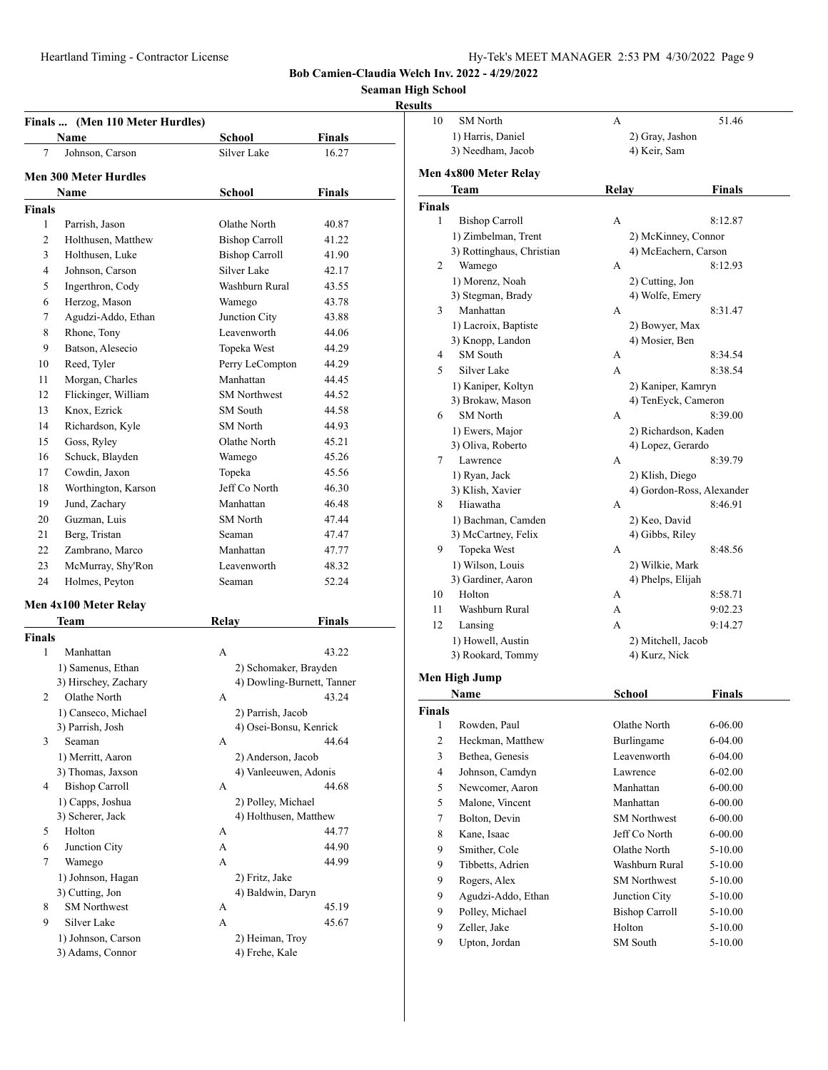Bob Camien-Claudia Welch Inv. 2022 - 4/29/2022

Seaman High School

Results

### Finals ... (Men 110 Meter Hurdles)

| | Name | School | Finals |
|---|---|---|---|
| 7 | Johnson, Carson | Silver Lake | 16.27 |

### Men 300 Meter Hurdles

| | Name | School | Finals |
|---|---|---|---|
| **Finals** | | | |
| 1 | Parrish, Jason | Olathe North | 40.87 |
| 2 | Holthusen, Matthew | Bishop Carroll | 41.22 |
| 3 | Holthusen, Luke | Bishop Carroll | 41.90 |
| 4 | Johnson, Carson | Silver Lake | 42.17 |
| 5 | Ingerthron, Cody | Washburn Rural | 43.55 |
| 6 | Herzog, Mason | Wamego | 43.78 |
| 7 | Agudzi-Addo, Ethan | Junction City | 43.88 |
| 8 | Rhone, Tony | Leavenworth | 44.06 |
| 9 | Batson, Alesecio | Topeka West | 44.29 |
| 10 | Reed, Tyler | Perry LeCompton | 44.29 |
| 11 | Morgan, Charles | Manhattan | 44.45 |
| 12 | Flickinger, William | SM Northwest | 44.52 |
| 13 | Knox, Ezrick | SM South | 44.58 |
| 14 | Richardson, Kyle | SM North | 44.93 |
| 15 | Goss, Ryley | Olathe North | 45.21 |
| 16 | Schuck, Blayden | Wamego | 45.26 |
| 17 | Cowdin, Jaxon | Topeka | 45.56 |
| 18 | Worthington, Karson | Jeff Co North | 46.30 |
| 19 | Jund, Zachary | Manhattan | 46.48 |
| 20 | Guzman, Luis | SM North | 47.44 |
| 21 | Berg, Tristan | Seaman | 47.47 |
| 22 | Zambrano, Marco | Manhattan | 47.77 |
| 23 | McMurray, Shy'Ron | Leavenworth | 48.32 |
| 24 | Holmes, Peyton | Seaman | 52.24 |

### Men 4x100 Meter Relay

| | Team | Relay | Finals |
|---|---|---|---|
| **Finals** | | | |
| 1 | Manhattan | A | 43.22 |
| | 1) Samenus, Ethan | 2) Schomaker, Brayden | |
| | 3) Hirschey, Zachary | 4) Dowling-Burnett, Tanner | |
| 2 | Olathe North | A | 43.24 |
| | 1) Canseco, Michael | 2) Parrish, Jacob | |
| | 3) Parrish, Josh | 4) Osei-Bonsu, Kenrick | |
| 3 | Seaman | A | 44.64 |
| | 1) Merritt, Aaron | 2) Anderson, Jacob | |
| | 3) Thomas, Jaxson | 4) Vanleeuwen, Adonis | |
| 4 | Bishop Carroll | A | 44.68 |
| | 1) Capps, Joshua | 2) Polley, Michael | |
| | 3) Scherer, Jack | 4) Holthusen, Matthew | |
| 5 | Holton | A | 44.77 |
| 6 | Junction City | A | 44.90 |
| 7 | Wamego | A | 44.99 |
| | 1) Johnson, Hagan | 2) Fritz, Jake | |
| | 3) Cutting, Jon | 4) Baldwin, Daryn | |
| 8 | SM Northwest | A | 45.19 |
| 9 | Silver Lake | A | 45.67 |
| | 1) Johnson, Carson | 2) Heiman, Troy | |
| | 3) Adams, Connor | 4) Frehe, Kale | |
| 10 | SM North | A | 51.46 |
| | 1) Harris, Daniel | 2) Gray, Jashon | |
| | 3) Needham, Jacob | 4) Keir, Sam | |

### Men 4x800 Meter Relay

| | Team | Relay | Finals |
|---|---|---|---|
| **Finals** | | | |
| 1 | Bishop Carroll | A | 8:12.87 |
| | 1) Zimbelman, Trent | 2) McKinney, Connor | |
| | 3) Rottinghaus, Christian | 4) McEachern, Carson | |
| 2 | Wamego | A | 8:12.93 |
| | 1) Morenz, Noah | 2) Cutting, Jon | |
| | 3) Stegman, Brady | 4) Wolfe, Emery | |
| 3 | Manhattan | A | 8:31.47 |
| | 1) Lacroix, Baptiste | 2) Bowyer, Max | |
| | 3) Knopp, Landon | 4) Mosier, Ben | |
| 4 | SM South | A | 8:34.54 |
| 5 | Silver Lake | A | 8:38.54 |
| | 1) Kaniper, Koltyn | 2) Kaniper, Kamryn | |
| | 3) Brokaw, Mason | 4) TenEyck, Cameron | |
| 6 | SM North | A | 8:39.00 |
| | 1) Ewers, Major | 2) Richardson, Kaden | |
| | 3) Oliva, Roberto | 4) Lopez, Gerardo | |
| 7 | Lawrence | A | 8:39.79 |
| | 1) Ryan, Jack | 2) Klish, Diego | |
| | 3) Klish, Xavier | 4) Gordon-Ross, Alexander | |
| 8 | Hiawatha | A | 8:46.91 |
| | 1) Bachman, Camden | 2) Keo, David | |
| | 3) McCartney, Felix | 4) Gibbs, Riley | |
| 9 | Topeka West | A | 8:48.56 |
| | 1) Wilson, Louis | 2) Wilkie, Mark | |
| | 3) Gardiner, Aaron | 4) Phelps, Elijah | |
| 10 | Holton | A | 8:58.71 |
| 11 | Washburn Rural | A | 9:02.23 |
| 12 | Lansing | A | 9:14.27 |
| | 1) Howell, Austin | 2) Mitchell, Jacob | |
| | 3) Rookard, Tommy | 4) Kurz, Nick | |

### Men High Jump

| | Name | School | Finals |
|---|---|---|---|
| **Finals** | | | |
| 1 | Rowden, Paul | Olathe North | 6-06.00 |
| 2 | Heckman, Matthew | Burlingame | 6-04.00 |
| 3 | Bethea, Genesis | Leavenworth | 6-04.00 |
| 4 | Johnson, Camdyn | Lawrence | 6-02.00 |
| 5 | Newcomer, Aaron | Manhattan | 6-00.00 |
| 5 | Malone, Vincent | Manhattan | 6-00.00 |
| 7 | Bolton, Devin | SM Northwest | 6-00.00 |
| 8 | Kane, Isaac | Jeff Co North | 6-00.00 |
| 9 | Smither, Cole | Olathe North | 5-10.00 |
| 9 | Tibbetts, Adrien | Washburn Rural | 5-10.00 |
| 9 | Rogers, Alex | SM Northwest | 5-10.00 |
| 9 | Agudzi-Addo, Ethan | Junction City | 5-10.00 |
| 9 | Polley, Michael | Bishop Carroll | 5-10.00 |
| 9 | Zeller, Jake | Holton | 5-10.00 |
| 9 | Upton, Jordan | SM South | 5-10.00 |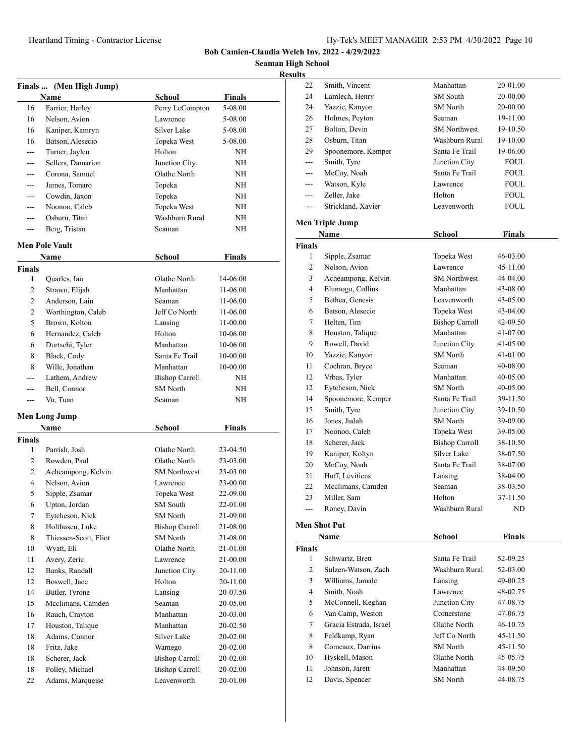## Bob Camien-Claudia Welch Inv. 2022 - 4/29/2022

**Seaman High School**

**Results**

### Finals ... (Men High Jump)

| | Name | School | Finals |
|---|---|---|---|
| 16 | Farrier, Harley | Perry LeCompton | 5-08.00 |
| 16 | Nelson, Avion | Lawrence | 5-08.00 |
| 16 | Kaniper, Kamryn | Silver Lake | 5-08.00 |
| 16 | Batson, Alesecio | Topeka West | 5-08.00 |
| --- | Turner, Jaylen | Holton | NH |
| --- | Sellers, Damarion | Junction City | NH |
| --- | Corona, Samuel | Olathe North | NH |
| --- | James, Tomaro | Topeka | NH |
| --- | Cowdin, Jaxon | Topeka | NH |
| --- | Noonoo, Caleb | Topeka West | NH |
| --- | Osburn, Titan | Washburn Rural | NH |
| --- | Berg, Tristan | Seaman | NH |

### Men Pole Vault

| | Name | School | Finals |
|---|---|---|---|
| **Finals** | | | |
| 1 | Quarles, Ian | Olathe North | 14-06.00 |
| 2 | Strawn, Elijah | Manhattan | 11-06.00 |
| 2 | Anderson, Lain | Seaman | 11-06.00 |
| 2 | Worthington, Caleb | Jeff Co North | 11-06.00 |
| 5 | Brown, Kolton | Lansing | 11-00.00 |
| 6 | Hernandez, Caleb | Holton | 10-06.00 |
| 6 | Durtschi, Tyler | Manhattan | 10-06.00 |
| 8 | Black, Cody | Santa Fe Trail | 10-00.00 |
| 8 | Wille, Jonathan | Manhattan | 10-00.00 |
| --- | Lathem, Andrew | Bishop Carroll | NH |
| --- | Bell, Connor | SM North | NH |
| --- | Vu, Tuan | Seaman | NH |

### Men Long Jump

| | Name | School | Finals |
|---|---|---|---|
| **Finals** | | | |
| 1 | Parrish, Josh | Olathe North | 23-04.50 |
| 2 | Rowden, Paul | Olathe North | 23-03.00 |
| 2 | Acheampong, Kelvin | SM Northwest | 23-03.00 |
| 4 | Nelson, Avion | Lawrence | 23-00.00 |
| 5 | Sipple, Zsamar | Topeka West | 22-09.00 |
| 6 | Upton, Jordan | SM South | 22-01.00 |
| 7 | Eytcheson, Nick | SM North | 21-09.00 |
| 8 | Holthusen, Luke | Bishop Carroll | 21-08.00 |
| 8 | Thiessen-Scott, Eliot | SM North | 21-08.00 |
| 10 | Wyatt, Eli | Olathe North | 21-01.00 |
| 11 | Avery, Zeric | Lawrence | 21-00.00 |
| 12 | Banks, Randall | Junction City | 20-11.00 |
| 12 | Boswell, Jace | Holton | 20-11.00 |
| 14 | Butler, Tyrone | Lansing | 20-07.50 |
| 15 | Mcclimans, Camden | Seaman | 20-05.00 |
| 16 | Rauch, Crayton | Manhattan | 20-03.00 |
| 17 | Houston, Talique | Manhattan | 20-02.50 |
| 18 | Adams, Connor | Silver Lake | 20-02.00 |
| 18 | Fritz, Jake | Wamego | 20-02.00 |
| 18 | Scherer, Jack | Bishop Carroll | 20-02.00 |
| 18 | Polley, Michael | Bishop Carroll | 20-02.00 |
| 22 | Adams, Marqueise | Leavenworth | 20-01.00 |
| 22 | Smith, Vincent | Manhattan | 20-01.00 |
| 24 | Lamlech, Henry | SM South | 20-00.00 |
| 24 | Yazzie, Kanyon | SM North | 20-00.00 |
| 26 | Holmes, Peyton | Seaman | 19-11.00 |
| 27 | Bolton, Devin | SM Northwest | 19-10.50 |
| 28 | Osburn, Titan | Washburn Rural | 19-10.00 |
| 29 | Spoonemore, Kemper | Santa Fe Trail | 19-06.00 |
| --- | Smith, Tyre | Junction City | FOUL |
| --- | McCoy, Noah | Santa Fe Trail | FOUL |
| --- | Watson, Kyle | Lawrence | FOUL |
| --- | Zeller, Jake | Holton | FOUL |
| --- | Strickland, Xavier | Leavenworth | FOUL |

### Men Triple Jump

| | Name | School | Finals |
|---|---|---|---|
| **Finals** | | | |
| 1 | Sipple, Zsamar | Topeka West | 46-03.00 |
| 2 | Nelson, Avion | Lawrence | 45-11.00 |
| 3 | Acheampong, Kelvin | SM Northwest | 44-04.00 |
| 4 | Elumogo, Collins | Manhattan | 43-08.00 |
| 5 | Bethea, Genesis | Leavenworth | 43-05.00 |
| 6 | Batson, Alesecio | Topeka West | 43-04.00 |
| 7 | Helten, Tim | Bishop Carroll | 42-09.50 |
| 8 | Houston, Talique | Manhattan | 41-07.00 |
| 9 | Rowell, David | Junction City | 41-05.00 |
| 10 | Yazzie, Kanyon | SM North | 41-01.00 |
| 11 | Cochran, Bryce | Seaman | 40-08.00 |
| 12 | Vrbas, Tyler | Manhattan | 40-05.00 |
| 12 | Eytcheson, Nick | SM North | 40-05.00 |
| 14 | Spoonemore, Kemper | Santa Fe Trail | 39-11.50 |
| 15 | Smith, Tyre | Junction City | 39-10.50 |
| 16 | Jones, Judah | SM North | 39-09.00 |
| 17 | Noonoo, Caleb | Topeka West | 39-05.00 |
| 18 | Scherer, Jack | Bishop Carroll | 38-10.50 |
| 19 | Kaniper, Koltyn | Silver Lake | 38-07.50 |
| 20 | McCoy, Noah | Santa Fe Trail | 38-07.00 |
| 21 | Huff, Leviticus | Lansing | 38-04.00 |
| 22 | Mcclimans, Camden | Seaman | 38-03.50 |
| 23 | Miller, Sam | Holton | 37-11.50 |
| --- | Roney, Davin | Washburn Rural | ND |

### Men Shot Put

| | Name | School | Finals |
|---|---|---|---|
| **Finals** | | | |
| 1 | Schwartz, Brett | Santa Fe Trail | 52-09.25 |
| 2 | Sulzen-Watson, Zach | Washburn Rural | 52-03.00 |
| 3 | Williams, Jamale | Lansing | 49-00.25 |
| 4 | Smith, Noah | Lawrence | 48-02.75 |
| 5 | McConnell, Keghan | Junction City | 47-08.75 |
| 6 | Van Camp, Weston | Cornerstone | 47-06.75 |
| 7 | Gracia Estrada, Israel | Olathe North | 46-10.75 |
| 8 | Feldkamp, Ryan | Jeff Co North | 45-11.50 |
| 8 | Comeaux, Darrius | SM North | 45-11.50 |
| 10 | Hyskell, Mason | Olathe North | 45-05.75 |
| 11 | Johnson, Jarett | Manhattan | 44-09.50 |
| 12 | Davis, Spencer | SM North | 44-08.75 |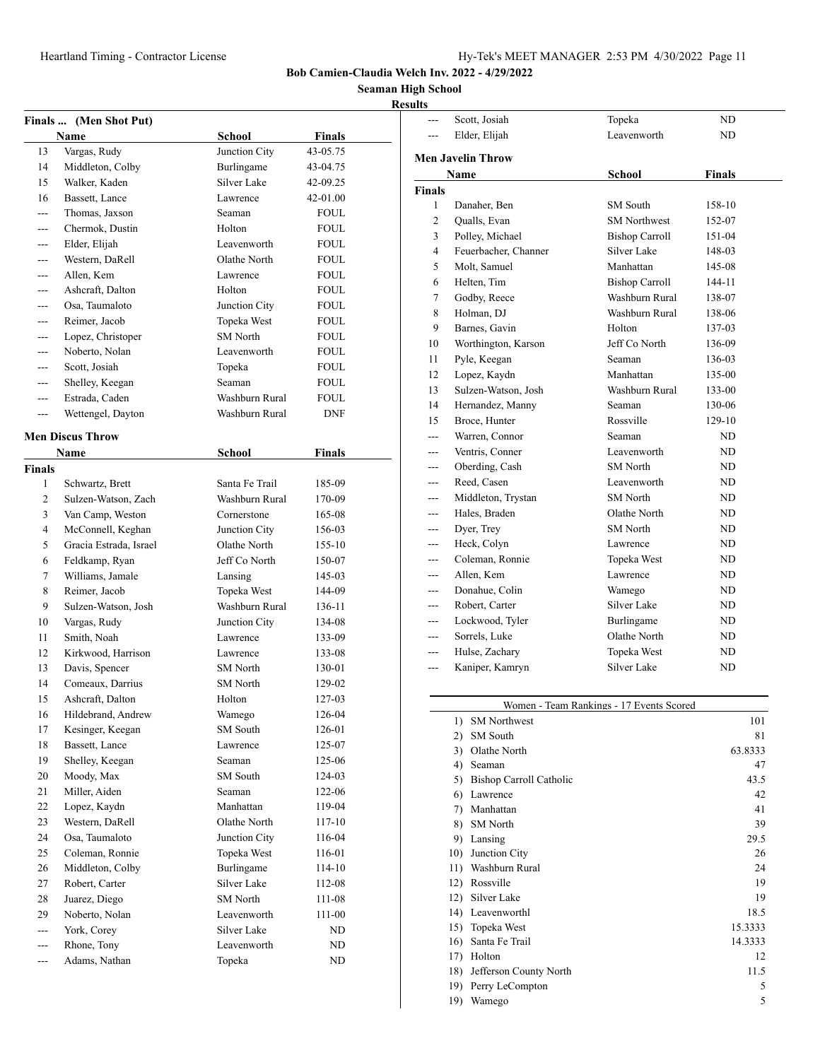Bob Camien-Claudia Welch Inv. 2022 - 4/29/2022

Seaman High School

Results

### Finals ... (Men Shot Put)

| | Name | School | Finals |
|---|---|---|---|
| 13 | Vargas, Rudy | Junction City | 43-05.75 |
| 14 | Middleton, Colby | Burlingame | 43-04.75 |
| 15 | Walker, Kaden | Silver Lake | 42-09.25 |
| 16 | Bassett, Lance | Lawrence | 42-01.00 |
| --- | Thomas, Jaxson | Seaman | FOUL |
| --- | Chermok, Dustin | Holton | FOUL |
| --- | Elder, Elijah | Leavenworth | FOUL |
| --- | Western, DaRell | Olathe North | FOUL |
| --- | Allen, Kem | Lawrence | FOUL |
| --- | Ashcraft, Dalton | Holton | FOUL |
| --- | Osa, Taumaloto | Junction City | FOUL |
| --- | Reimer, Jacob | Topeka West | FOUL |
| --- | Lopez, Christoper | SM North | FOUL |
| --- | Noberto, Nolan | Leavenworth | FOUL |
| --- | Scott, Josiah | Topeka | FOUL |
| --- | Shelley, Keegan | Seaman | FOUL |
| --- | Estrada, Caden | Washburn Rural | FOUL |
| --- | Wettengel, Dayton | Washburn Rural | DNF |

### Men Discus Throw

| | Name | School | Finals |
|---|---|---|---|
| **Finals** | | | |
| 1 | Schwartz, Brett | Santa Fe Trail | 185-09 |
| 2 | Sulzen-Watson, Zach | Washburn Rural | 170-09 |
| 3 | Van Camp, Weston | Cornerstone | 165-08 |
| 4 | McConnell, Keghan | Junction City | 156-03 |
| 5 | Gracia Estrada, Israel | Olathe North | 155-10 |
| 6 | Feldkamp, Ryan | Jeff Co North | 150-07 |
| 7 | Williams, Jamale | Lansing | 145-03 |
| 8 | Reimer, Jacob | Topeka West | 144-09 |
| 9 | Sulzen-Watson, Josh | Washburn Rural | 136-11 |
| 10 | Vargas, Rudy | Junction City | 134-08 |
| 11 | Smith, Noah | Lawrence | 133-09 |
| 12 | Kirkwood, Harrison | Lawrence | 133-08 |
| 13 | Davis, Spencer | SM North | 130-01 |
| 14 | Comeaux, Darrius | SM North | 129-02 |
| 15 | Ashcraft, Dalton | Holton | 127-03 |
| 16 | Hildebrand, Andrew | Wamego | 126-04 |
| 17 | Kesinger, Keegan | SM South | 126-01 |
| 18 | Bassett, Lance | Lawrence | 125-07 |
| 19 | Shelley, Keegan | Seaman | 125-06 |
| 20 | Moody, Max | SM South | 124-03 |
| 21 | Miller, Aiden | Seaman | 122-06 |
| 22 | Lopez, Kaydn | Manhattan | 119-04 |
| 23 | Western, DaRell | Olathe North | 117-10 |
| 24 | Osa, Taumaloto | Junction City | 116-04 |
| 25 | Coleman, Ronnie | Topeka West | 116-01 |
| 26 | Middleton, Colby | Burlingame | 114-10 |
| 27 | Robert, Carter | Silver Lake | 112-08 |
| 28 | Juarez, Diego | SM North | 111-08 |
| 29 | Noberto, Nolan | Leavenworth | 111-00 |
| --- | York, Corey | Silver Lake | ND |
| --- | Rhone, Tony | Leavenworth | ND |
| --- | Adams, Nathan | Topeka | ND |
| --- | Scott, Josiah | Topeka | ND |
| --- | Elder, Elijah | Leavenworth | ND |

### Men Javelin Throw

| | Name | School | Finals |
|---|---|---|---|
| **Finals** | | | |
| 1 | Danaher, Ben | SM South | 158-10 |
| 2 | Qualls, Evan | SM Northwest | 152-07 |
| 3 | Polley, Michael | Bishop Carroll | 151-04 |
| 4 | Feuerbacher, Channer | Silver Lake | 148-03 |
| 5 | Molt, Samuel | Manhattan | 145-08 |
| 6 | Helten, Tim | Bishop Carroll | 144-11 |
| 7 | Godby, Reece | Washburn Rural | 138-07 |
| 8 | Holman, DJ | Washburn Rural | 138-06 |
| 9 | Barnes, Gavin | Holton | 137-03 |
| 10 | Worthington, Karson | Jeff Co North | 136-09 |
| 11 | Pyle, Keegan | Seaman | 136-03 |
| 12 | Lopez, Kaydn | Manhattan | 135-00 |
| 13 | Sulzen-Watson, Josh | Washburn Rural | 133-00 |
| 14 | Hernandez, Manny | Seaman | 130-06 |
| 15 | Broce, Hunter | Rossville | 129-10 |
| --- | Warren, Connor | Seaman | ND |
| --- | Ventris, Conner | Leavenworth | ND |
| --- | Oberding, Cash | SM North | ND |
| --- | Reed, Casen | Leavenworth | ND |
| --- | Middleton, Trystan | SM North | ND |
| --- | Hales, Braden | Olathe North | ND |
| --- | Dyer, Trey | SM North | ND |
| --- | Heck, Colyn | Lawrence | ND |
| --- | Coleman, Ronnie | Topeka West | ND |
| --- | Allen, Kem | Lawrence | ND |
| --- | Donahue, Colin | Wamego | ND |
| --- | Robert, Carter | Silver Lake | ND |
| --- | Lockwood, Tyler | Burlingame | ND |
| --- | Sorrels, Luke | Olathe North | ND |
| --- | Hulse, Zachary | Topeka West | ND |
| --- | Kaniper, Kamryn | Silver Lake | ND |

### Women - Team Rankings - 17 Events Scored

| Rank | Team | Points |
|---|---|---|
| 1) | SM Northwest | 101 |
| 2) | SM South | 81 |
| 3) | Olathe North | 63.8333 |
| 4) | Seaman | 47 |
| 5) | Bishop Carroll Catholic | 43.5 |
| 6) | Lawrence | 42 |
| 7) | Manhattan | 41 |
| 8) | SM North | 39 |
| 9) | Lansing | 29.5 |
| 10) | Junction City | 26 |
| 11) | Washburn Rural | 24 |
| 12) | Rossville | 19 |
| 12) | Silver Lake | 19 |
| 14) | Leavenworthl | 18.5 |
| 15) | Topeka West | 15.3333 |
| 16) | Santa Fe Trail | 14.3333 |
| 17) | Holton | 12 |
| 18) | Jefferson County North | 11.5 |
| 19) | Perry LeCompton | 5 |
| 19) | Wamego | 5 |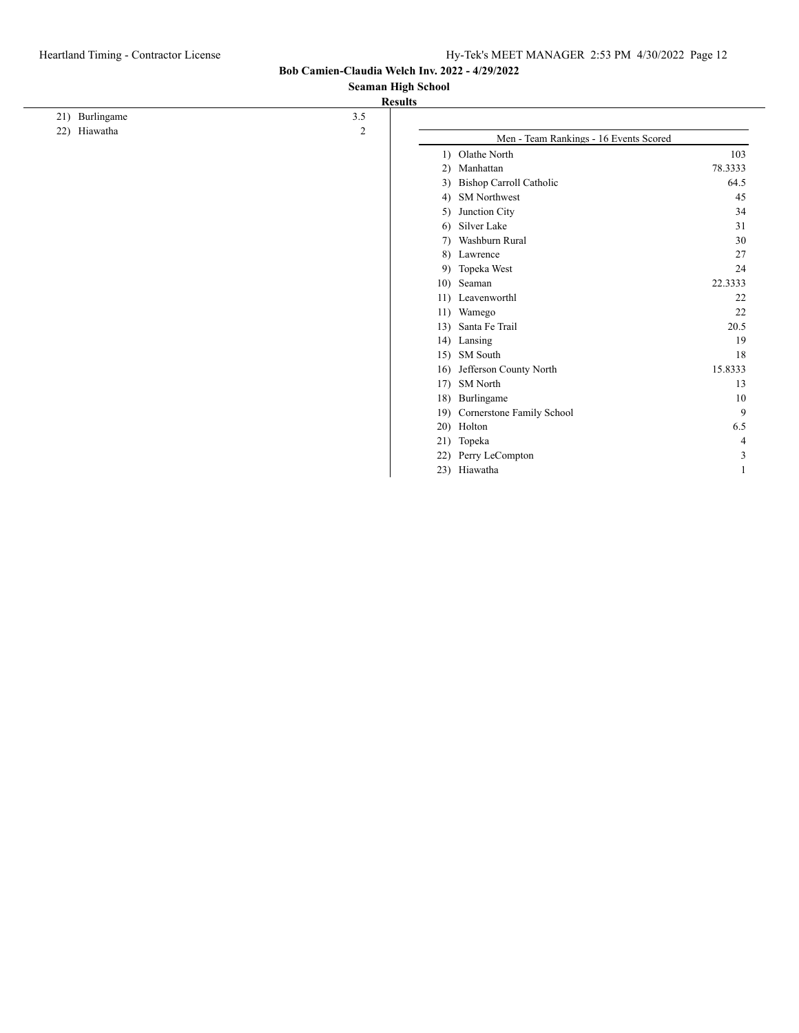# Bob Camien-Claudia Welch Inv. 2022 - 4/29/2022

## Seaman High School

### Results

| | | |
|---|---|---|
| 21) | Burlingame | 3.5 |
| 22) | Hiawatha | 2 |

**Men - Team Rankings - 16 Events Scored**

| | | |
|---|---|---|
| 1) | Olathe North | 103 |
| 2) | Manhattan | 78.3333 |
| 3) | Bishop Carroll Catholic | 64.5 |
| 4) | SM Northwest | 45 |
| 5) | Junction City | 34 |
| 6) | Silver Lake | 31 |
| 7) | Washburn Rural | 30 |
| 8) | Lawrence | 27 |
| 9) | Topeka West | 24 |
| 10) | Seaman | 22.3333 |
| 11) | Leavenworthl | 22 |
| 11) | Wamego | 22 |
| 13) | Santa Fe Trail | 20.5 |
| 14) | Lansing | 19 |
| 15) | SM South | 18 |
| 16) | Jefferson County North | 15.8333 |
| 17) | SM North | 13 |
| 18) | Burlingame | 10 |
| 19) | Cornerstone Family School | 9 |
| 20) | Holton | 6.5 |
| 21) | Topeka | 4 |
| 22) | Perry LeCompton | 3 |
| 23) | Hiawatha | 1 |